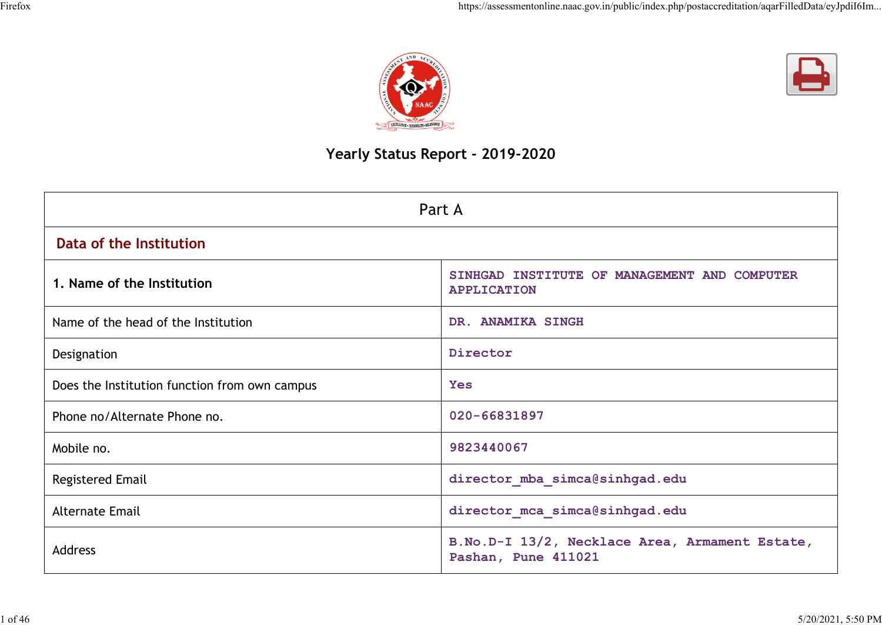# Yearly Status Report - 2019-2020

| Part A | |
|---|---|
| **Data of the Institution** | |
| **1. Name of the Institution** | SINHGAD INSTITUTE OF MANAGEMENT AND COMPUTER APPLICATION |
| Name of the head of the Institution | DR. ANAMIKA SINGH |
| Designation | Director |
| Does the Institution function from own campus | Yes |
| Phone no/Alternate Phone no. | 020-66831897 |
| Mobile no. | 9823440067 |
| Registered Email | director_mba_simca@sinhgad.edu |
| Alternate Email | director_mca_simca@sinhgad.edu |
| Address | B.No.D-I 13/2, Necklace Area, Armament Estate, Pashan, Pune 411021 |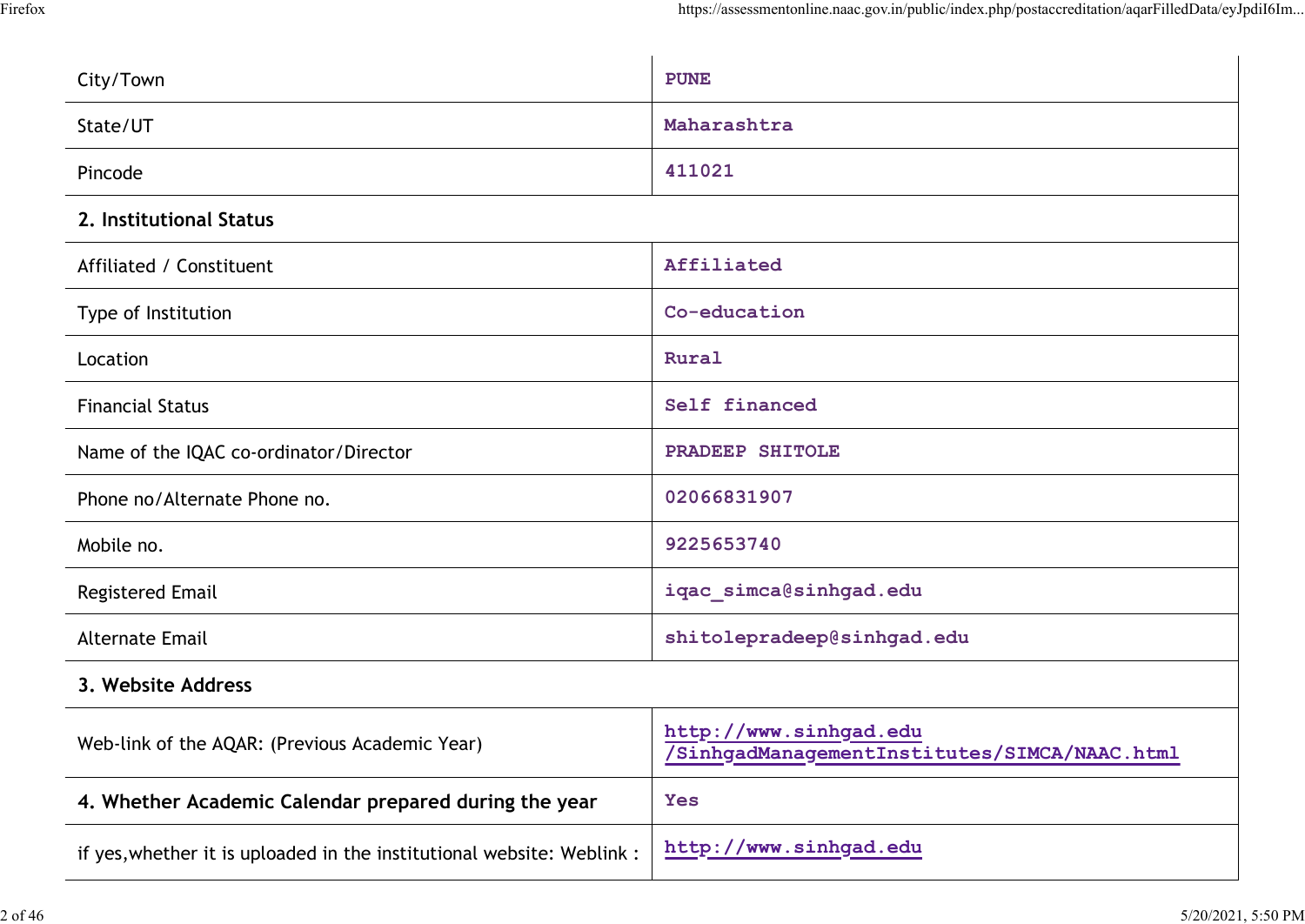| | |
|---|---|
| City/Town | PUNE |
| State/UT | Maharashtra |
| Pincode | 411021 |
| **2. Institutional Status** | |
| Affiliated / Constituent | Affiliated |
| Type of Institution | Co-education |
| Location | Rural |
| Financial Status | Self financed |
| Name of the IQAC co-ordinator/Director | PRADEEP SHITOLE |
| Phone no/Alternate Phone no. | 02066831907 |
| Mobile no. | 9225653740 |
| Registered Email | iqac_simca@sinhgad.edu |
| Alternate Email | shitolepradeep@sinhgad.edu |
| **3. Website Address** | |
| Web-link of the AQAR: (Previous Academic Year) | http://www.sinhgad.edu/SinhgadManagementInstitutes/SIMCA/NAAC.html |
| **4. Whether Academic Calendar prepared during the year** | Yes |
| if yes,whether it is uploaded in the institutional website: Weblink : | http://www.sinhgad.edu |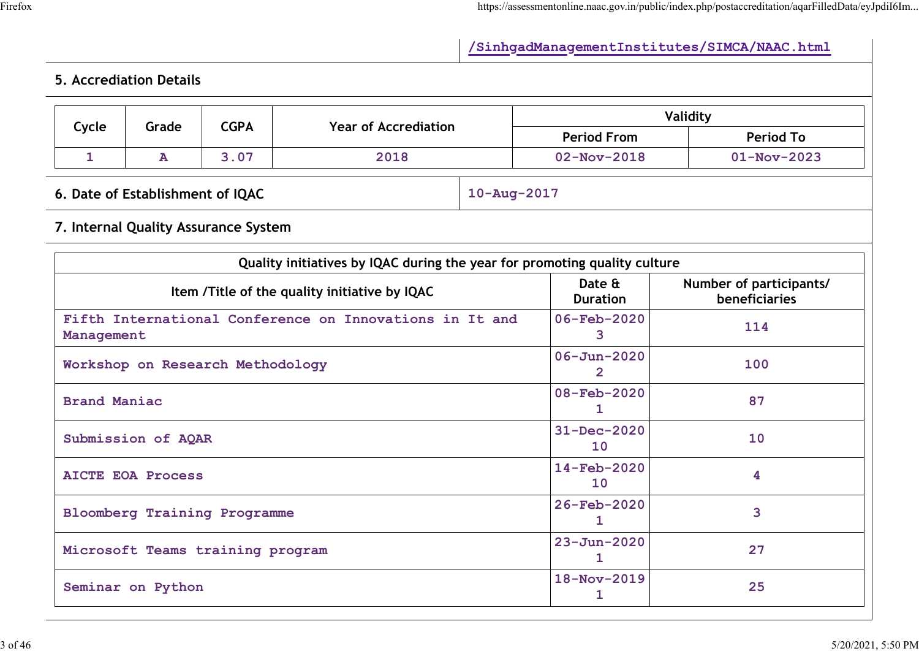| | /SinhgadManagementInstitutes/SIMCA/NAAC.html |
|---|---|

## 5. Accrediation Details

| Cycle | Grade | CGPA | Year of Accrediation | Validity | |
|---|---|---|---|---|---|
| | | | | Period From | Period To |
| 1 | A | 3.07 | 2018 | 02-Nov-2018 | 01-Nov-2023 |

| 6. Date of Establishment of IQAC | 10-Aug-2017 |
|---|---|

## 7. Internal Quality Assurance System

| Quality initiatives by IQAC during the year for promoting quality culture | | |
|---|---|---|
| Item /Title of the quality initiative by IQAC | Date & Duration | Number of participants/ beneficiaries |
| Fifth International Conference on Innovations in It and Management | 06-Feb-2020 3 | 114 |
| Workshop on Research Methodology | 06-Jun-2020 2 | 100 |
| Brand Maniac | 08-Feb-2020 1 | 87 |
| Submission of AQAR | 31-Dec-2020 10 | 10 |
| AICTE EOA Process | 14-Feb-2020 10 | 4 |
| Bloomberg Training Programme | 26-Feb-2020 1 | 3 |
| Microsoft Teams training program | 23-Jun-2020 1 | 27 |
| Seminar on Python | 18-Nov-2019 1 | 25 |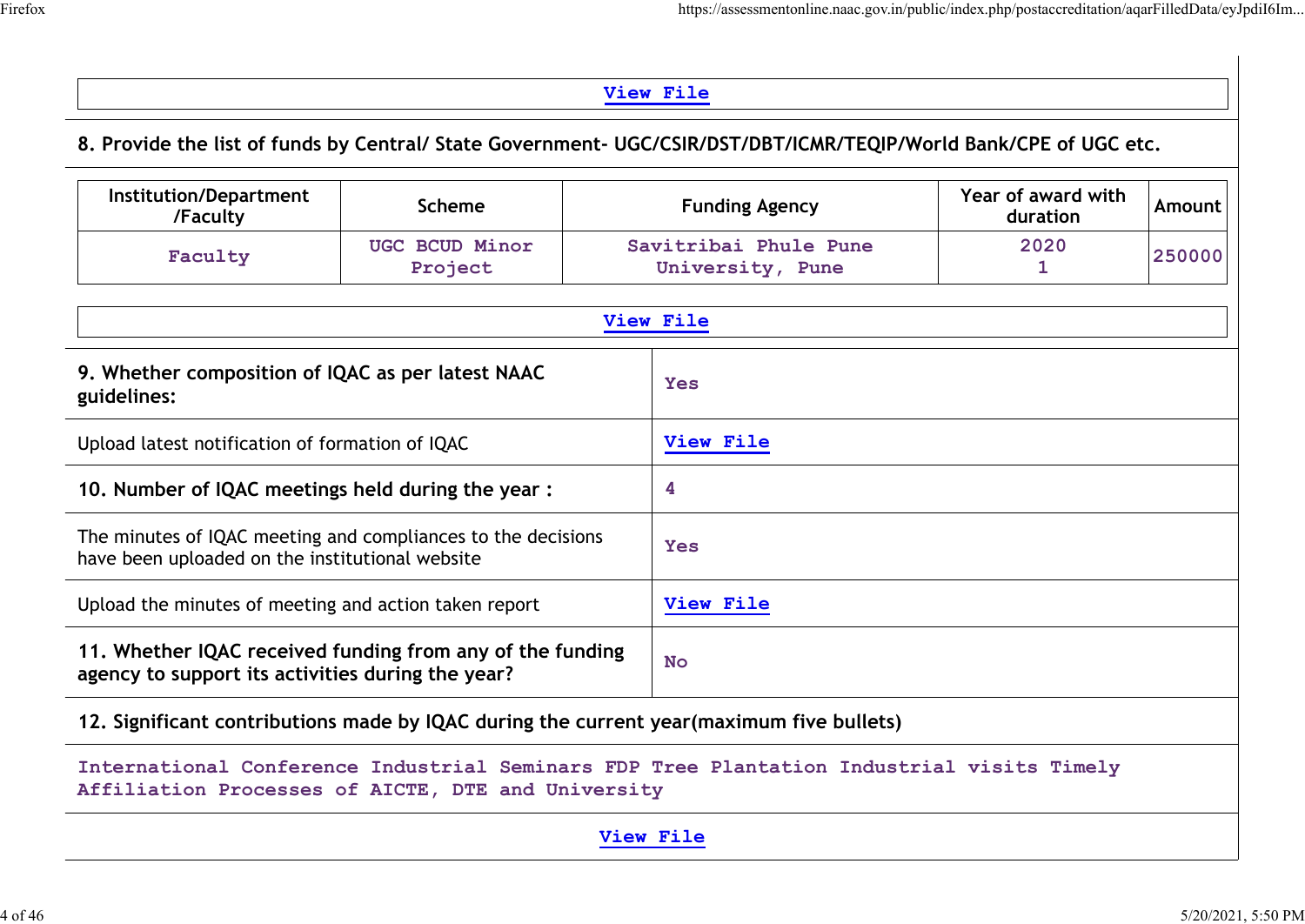View File

**8. Provide the list of funds by Central/ State Government- UGC/CSIR/DST/DBT/ICMR/TEQIP/World Bank/CPE of UGC etc.**

| Institution/Department /Faculty | Scheme | Funding Agency | Year of award with duration | Amount |
|---|---|---|---|---|
| Faculty | UGC BCUD Minor Project | Savitribai Phule Pune University, Pune | 2020 1 | 250000 |

View File

| | |
|---|---|
| **9. Whether composition of IQAC as per latest NAAC guidelines:** | Yes |
| Upload latest notification of formation of IQAC | View File |
| **10. Number of IQAC meetings held during the year :** | 4 |
| The minutes of IQAC meeting and compliances to the decisions have been uploaded on the institutional website | Yes |
| Upload the minutes of meeting and action taken report | View File |
| **11. Whether IQAC received funding from any of the funding agency to support its activities during the year?** | No |

**12. Significant contributions made by IQAC during the current year(maximum five bullets)**

International Conference Industrial Seminars FDP Tree Plantation Industrial visits Timely Affiliation Processes of AICTE, DTE and University

View File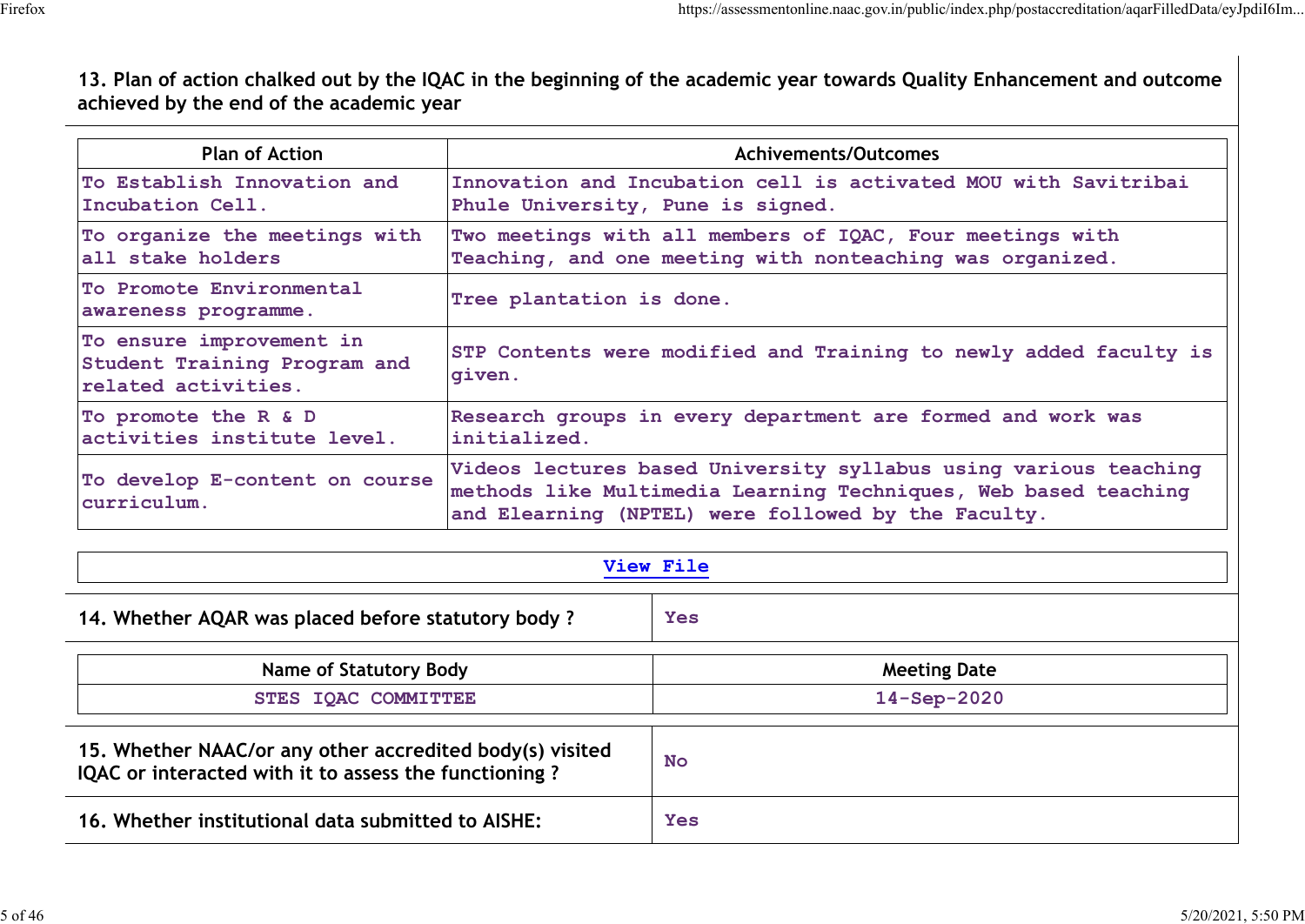**13. Plan of action chalked out by the IQAC in the beginning of the academic year towards Quality Enhancement and outcome achieved by the end of the academic year**

| Plan of Action | Achivements/Outcomes |
|---|---|
| To Establish Innovation and Incubation Cell. | Innovation and Incubation cell is activated MOU with Savitribai Phule University, Pune is signed. |
| To organize the meetings with all stake holders | Two meetings with all members of IQAC, Four meetings with Teaching, and one meeting with nonteaching was organized. |
| To Promote Environmental awareness programme. | Tree plantation is done. |
| To ensure improvement in Student Training Program and related activities. | STP Contents were modified and Training to newly added faculty is given. |
| To promote the R & D activities institute level. | Research groups in every department are formed and work was initialized. |
| To develop E-content on course curriculum. | Videos lectures based University syllabus using various teaching methods like Multimedia Learning Techniques, Web based teaching and Elearning (NPTEL) were followed by the Faculty. |

View File

| 14. Whether AQAR was placed before statutory body ? | Yes |
|---|---|

| Name of Statutory Body | Meeting Date |
|---|---|
| STES IQAC COMMITTEE | 14-Sep-2020 |

| 15. Whether NAAC/or any other accredited body(s) visited IQAC or interacted with it to assess the functioning ? | No |
|---|---|
| 16. Whether institutional data submitted to AISHE: | Yes |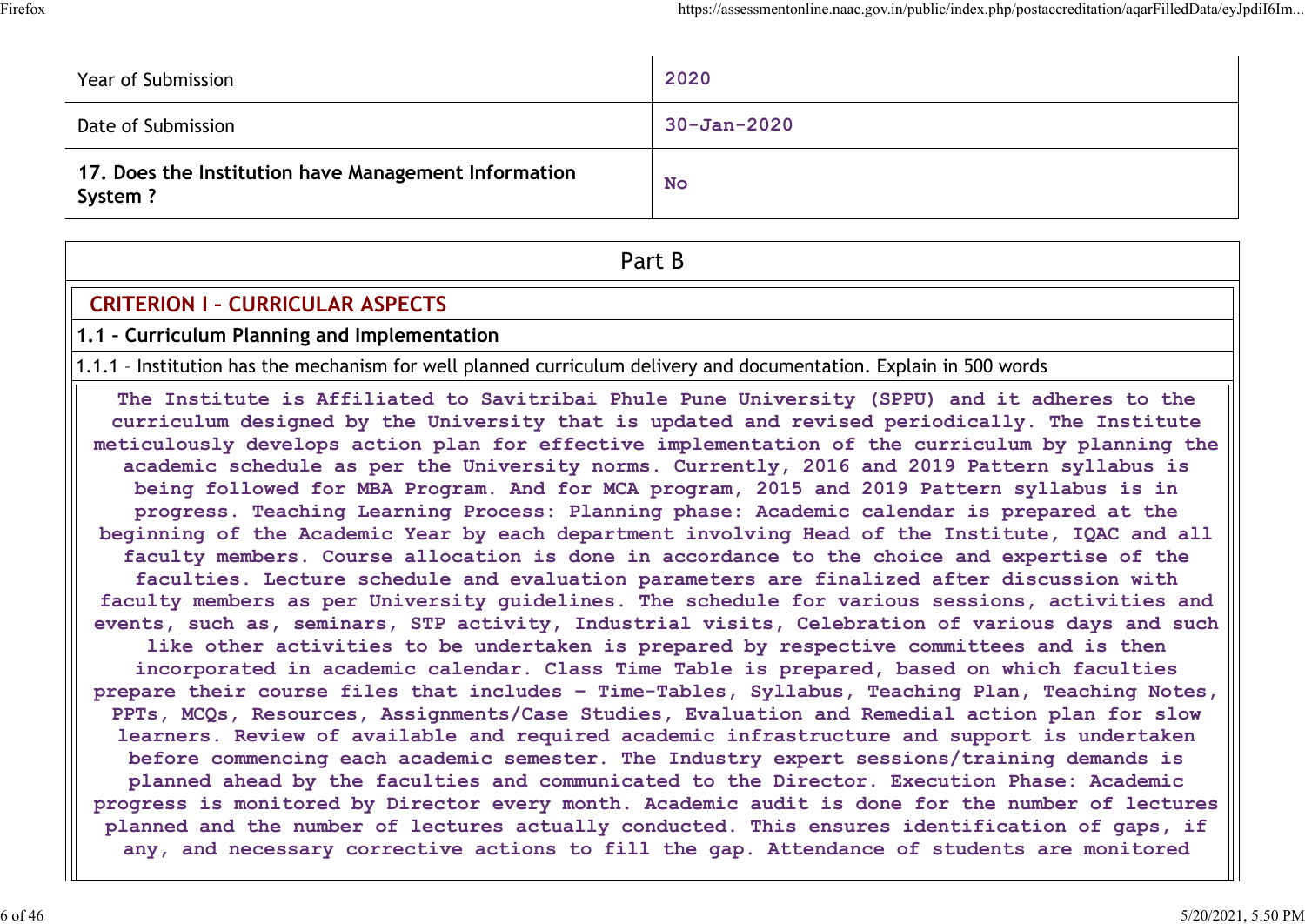| | |
|---|---|
| Year of Submission | 2020 |
| Date of Submission | 30-Jan-2020 |
| **17. Does the Institution have Management Information System ?** | No |

## Part B

### CRITERION I – CURRICULAR ASPECTS

**1.1 – Curriculum Planning and Implementation**

1.1.1 – Institution has the mechanism for well planned curriculum delivery and documentation. Explain in 500 words

The Institute is Affiliated to Savitribai Phule Pune University (SPPU) and it adheres to the curriculum designed by the University that is updated and revised periodically. The Institute meticulously develops action plan for effective implementation of the curriculum by planning the academic schedule as per the University norms. Currently, 2016 and 2019 Pattern syllabus is being followed for MBA Program. And for MCA program, 2015 and 2019 Pattern syllabus is in progress. Teaching Learning Process: Planning phase: Academic calendar is prepared at the beginning of the Academic Year by each department involving Head of the Institute, IQAC and all faculty members. Course allocation is done in accordance to the choice and expertise of the faculties. Lecture schedule and evaluation parameters are finalized after discussion with faculty members as per University guidelines. The schedule for various sessions, activities and events, such as, seminars, STP activity, Industrial visits, Celebration of various days and such like other activities to be undertaken is prepared by respective committees and is then incorporated in academic calendar. Class Time Table is prepared, based on which faculties prepare their course files that includes - Time-Tables, Syllabus, Teaching Plan, Teaching Notes, PPTs, MCQs, Resources, Assignments/Case Studies, Evaluation and Remedial action plan for slow learners. Review of available and required academic infrastructure and support is undertaken before commencing each academic semester. The Industry expert sessions/training demands is planned ahead by the faculties and communicated to the Director. Execution Phase: Academic progress is monitored by Director every month. Academic audit is done for the number of lectures planned and the number of lectures actually conducted. This ensures identification of gaps, if any, and necessary corrective actions to fill the gap. Attendance of students are monitored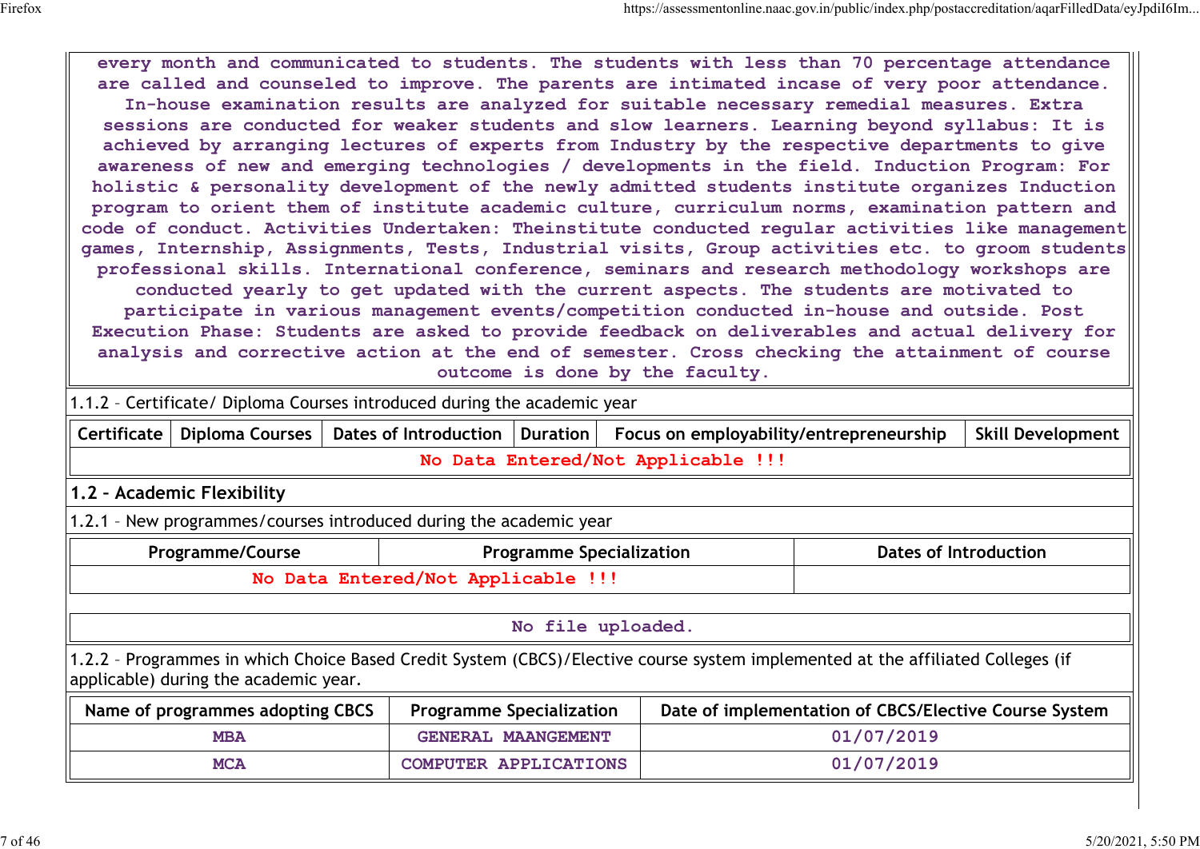every month and communicated to students. The students with less than 70 percentage attendance are called and counseled to improve. The parents are intimated incase of very poor attendance. In-house examination results are analyzed for suitable necessary remedial measures. Extra sessions are conducted for weaker students and slow learners. Learning beyond syllabus: It is achieved by arranging lectures of experts from Industry by the respective departments to give awareness of new and emerging technologies / developments in the field. Induction Program: For holistic & personality development of the newly admitted students institute organizes Induction program to orient them of institute academic culture, curriculum norms, examination pattern and code of conduct. Activities Undertaken: Theinstitute conducted regular activities like management games, Internship, Assignments, Tests, Industrial visits, Group activities etc. to groom students professional skills. International conference, seminars and research methodology workshops are conducted yearly to get updated with the current aspects. The students are motivated to participate in various management events/competition conducted in-house and outside. Post Execution Phase: Students are asked to provide feedback on deliverables and actual delivery for analysis and corrective action at the end of semester. Cross checking the attainment of course outcome is done by the faculty.

1.1.2 – Certificate/ Diploma Courses introduced during the academic year

| Certificate | Diploma Courses | Dates of Introduction | Duration | Focus on employability/entrepreneurship | Skill Development |
|---|---|---|---|---|---|
| No Data Entered/Not Applicable !!! | | | | | |

## 1.2 – Academic Flexibility

1.2.1 – New programmes/courses introduced during the academic year

| Programme/Course | Programme Specialization | Dates of Introduction |
|---|---|---|
| No Data Entered/Not Applicable !!! | | |

No file uploaded.

1.2.2 – Programmes in which Choice Based Credit System (CBCS)/Elective course system implemented at the affiliated Colleges (if applicable) during the academic year.

| Name of programmes adopting CBCS | Programme Specialization | Date of implementation of CBCS/Elective Course System |
|---|---|---|
| MBA | GENERAL MAANGEMENT | 01/07/2019 |
| MCA | COMPUTER APPLICATIONS | 01/07/2019 |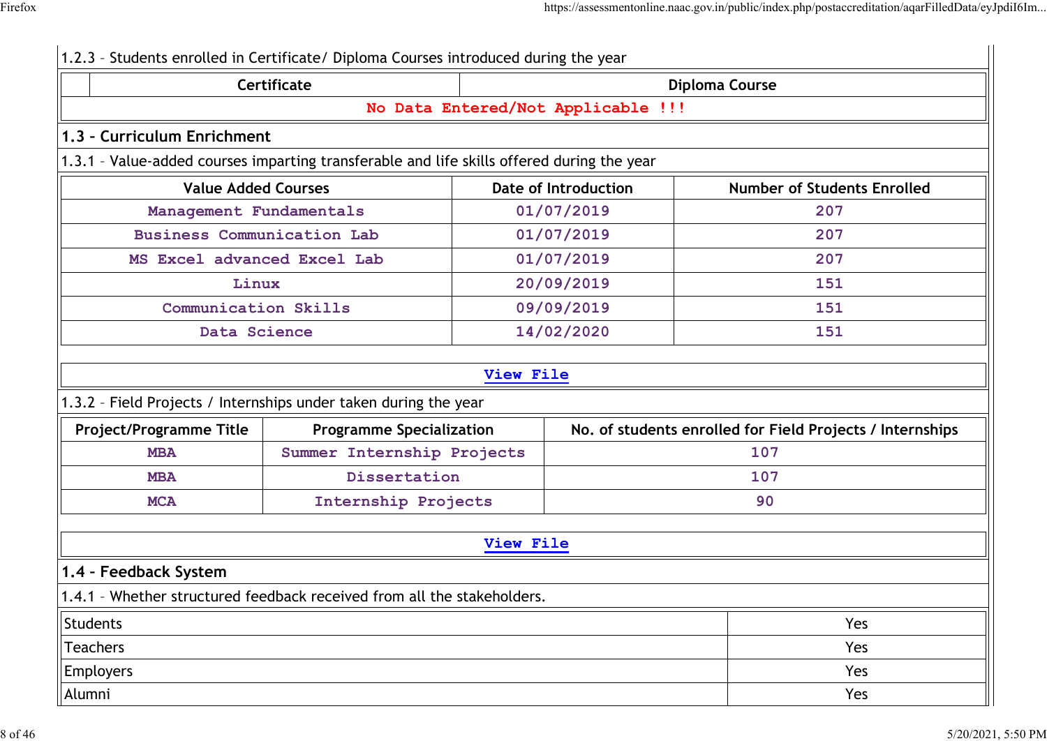1.2.3 – Students enrolled in Certificate/ Diploma Courses introduced during the year

| | Certificate | Diploma Course |
|---|---|---|
| No Data Entered/Not Applicable !!! | | |

## 1.3 – Curriculum Enrichment

1.3.1 – Value-added courses imparting transferable and life skills offered during the year

| Value Added Courses | Date of Introduction | Number of Students Enrolled |
|---|---|---|
| Management Fundamentals | 01/07/2019 | 207 |
| Business Communication Lab | 01/07/2019 | 207 |
| MS Excel advanced Excel Lab | 01/07/2019 | 207 |
| Linux | 20/09/2019 | 151 |
| Communication Skills | 09/09/2019 | 151 |
| Data Science | 14/02/2020 | 151 |

View File

1.3.2 – Field Projects / Internships under taken during the year

| Project/Programme Title | Programme Specialization | No. of students enrolled for Field Projects / Internships |
|---|---|---|
| MBA | Summer Internship Projects | 107 |
| MBA | Dissertation | 107 |
| MCA | Internship Projects | 90 |

View File

## 1.4 – Feedback System

1.4.1 – Whether structured feedback received from all the stakeholders.

| | |
|---|---|
| Students | Yes |
| Teachers | Yes |
| Employers | Yes |
| Alumni | Yes |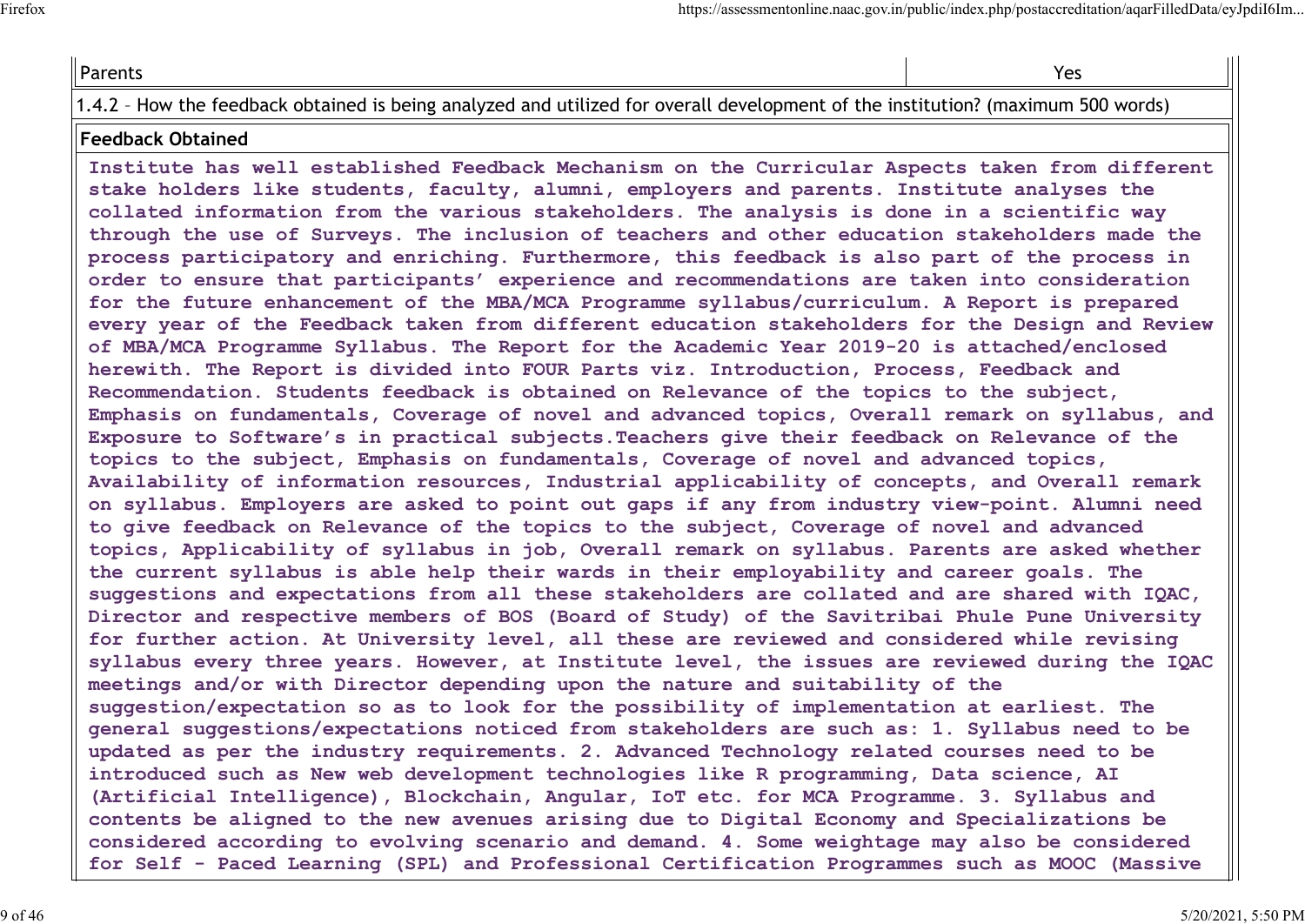| Parents | Yes |
|---|---|

1.4.2 – How the feedback obtained is being analyzed and utilized for overall development of the institution? (maximum 500 words)

**Feedback Obtained**

Institute has well established Feedback Mechanism on the Curricular Aspects taken from different stake holders like students, faculty, alumni, employers and parents. Institute analyses the collated information from the various stakeholders. The analysis is done in a scientific way through the use of Surveys. The inclusion of teachers and other education stakeholders made the process participatory and enriching. Furthermore, this feedback is also part of the process in order to ensure that participants' experience and recommendations are taken into consideration for the future enhancement of the MBA/MCA Programme syllabus/curriculum. A Report is prepared every year of the Feedback taken from different education stakeholders for the Design and Review of MBA/MCA Programme Syllabus. The Report for the Academic Year 2019-20 is attached/enclosed herewith. The Report is divided into FOUR Parts viz. Introduction, Process, Feedback and Recommendation. Students feedback is obtained on Relevance of the topics to the subject, Emphasis on fundamentals, Coverage of novel and advanced topics, Overall remark on syllabus, and Exposure to Software's in practical subjects.Teachers give their feedback on Relevance of the topics to the subject, Emphasis on fundamentals, Coverage of novel and advanced topics, Availability of information resources, Industrial applicability of concepts, and Overall remark on syllabus. Employers are asked to point out gaps if any from industry view-point. Alumni need to give feedback on Relevance of the topics to the subject, Coverage of novel and advanced topics, Applicability of syllabus in job, Overall remark on syllabus. Parents are asked whether the current syllabus is able help their wards in their employability and career goals. The suggestions and expectations from all these stakeholders are collated and are shared with IQAC, Director and respective members of BOS (Board of Study) of the Savitribai Phule Pune University for further action. At University level, all these are reviewed and considered while revising syllabus every three years. However, at Institute level, the issues are reviewed during the IQAC meetings and/or with Director depending upon the nature and suitability of the suggestion/expectation so as to look for the possibility of implementation at earliest. The general suggestions/expectations noticed from stakeholders are such as: 1. Syllabus need to be updated as per the industry requirements. 2. Advanced Technology related courses need to be introduced such as New web development technologies like R programming, Data science, AI (Artificial Intelligence), Blockchain, Angular, IoT etc. for MCA Programme. 3. Syllabus and contents be aligned to the new avenues arising due to Digital Economy and Specializations be considered according to evolving scenario and demand. 4. Some weightage may also be considered for Self - Paced Learning (SPL) and Professional Certification Programmes such as MOOC (Massive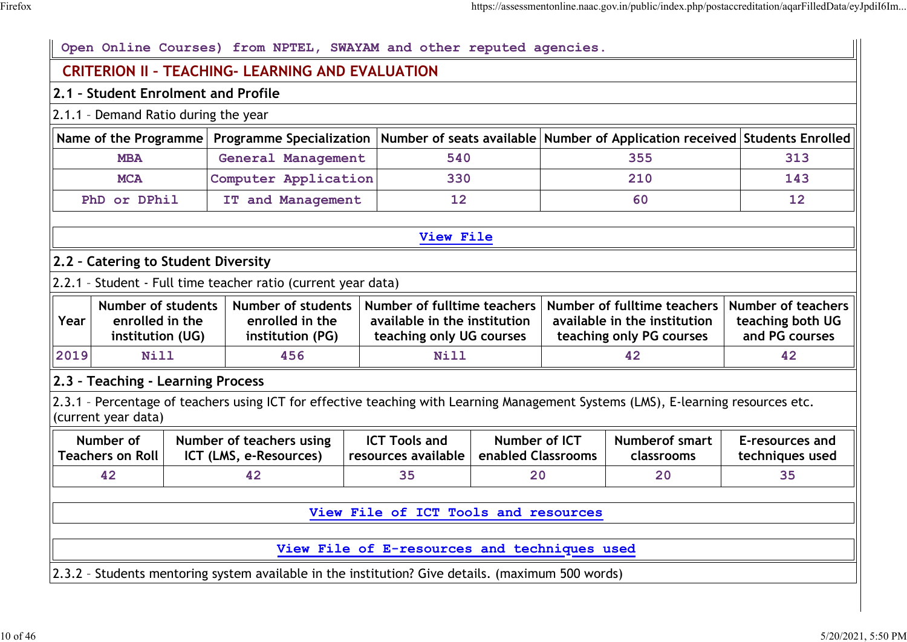Open Online Courses) from NPTEL, SWAYAM and other reputed agencies.

## CRITERION II – TEACHING- LEARNING AND EVALUATION

### 2.1 – Student Enrolment and Profile

2.1.1 – Demand Ratio during the year

| Name of the Programme | Programme Specialization | Number of seats available | Number of Application received | Students Enrolled |
|---|---|---|---|---|
| MBA | General Management | 540 | 355 | 313 |
| MCA | Computer Application | 330 | 210 | 143 |
| PhD or DPhil | IT and Management | 12 | 60 | 12 |

View File

### 2.2 – Catering to Student Diversity

2.2.1 – Student - Full time teacher ratio (current year data)

| Year | Number of students enrolled in the institution (UG) | Number of students enrolled in the institution (PG) | Number of fulltime teachers available in the institution teaching only UG courses | Number of fulltime teachers available in the institution teaching only PG courses | Number of teachers teaching both UG and PG courses |
|---|---|---|---|---|---|
| 2019 | Nill | 456 | Nill | 42 | 42 |

### 2.3 – Teaching - Learning Process

2.3.1 – Percentage of teachers using ICT for effective teaching with Learning Management Systems (LMS), E-learning resources etc. (current year data)

| Number of Teachers on Roll | Number of teachers using ICT (LMS, e-Resources) | ICT Tools and resources available | Number of ICT enabled Classrooms | Numberof smart classrooms | E-resources and techniques used |
|---|---|---|---|---|---|
| 42 | 42 | 35 | 20 | 20 | 35 |

View File of ICT Tools and resources

View File of E-resources and techniques used

2.3.2 – Students mentoring system available in the institution? Give details. (maximum 500 words)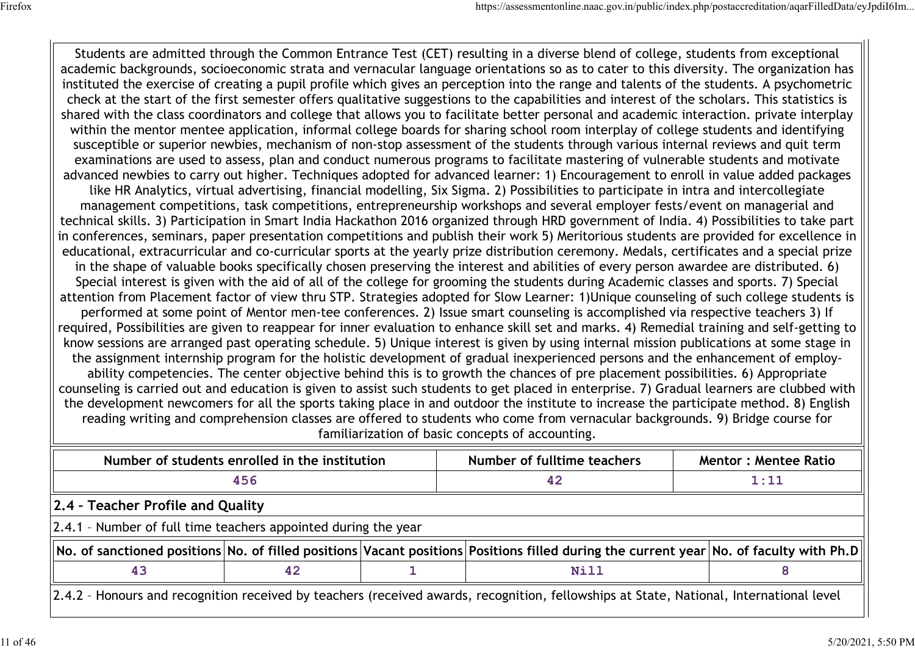Students are admitted through the Common Entrance Test (CET) resulting in a diverse blend of college, students from exceptional academic backgrounds, socioeconomic strata and vernacular language orientations so as to cater to this diversity. The organization has instituted the exercise of creating a pupil profile which gives an perception into the range and talents of the students. A psychometric check at the start of the first semester offers qualitative suggestions to the capabilities and interest of the scholars. This statistics is shared with the class coordinators and college that allows you to facilitate better personal and academic interaction. private interplay within the mentor mentee application, informal college boards for sharing school room interplay of college students and identifying susceptible or superior newbies, mechanism of non-stop assessment of the students through various internal reviews and quit term examinations are used to assess, plan and conduct numerous programs to facilitate mastering of vulnerable students and motivate advanced newbies to carry out higher. Techniques adopted for advanced learner: 1) Encouragement to enroll in value added packages like HR Analytics, virtual advertising, financial modelling, Six Sigma. 2) Possibilities to participate in intra and intercollegiate management competitions, task competitions, entrepreneurship workshops and several employer fests/event on managerial and technical skills. 3) Participation in Smart India Hackathon 2016 organized through HRD government of India. 4) Possibilities to take part in conferences, seminars, paper presentation competitions and publish their work 5) Meritorious students are provided for excellence in educational, extracurricular and co-curricular sports at the yearly prize distribution ceremony. Medals, certificates and a special prize in the shape of valuable books specifically chosen preserving the interest and abilities of every person awardee are distributed. 6) Special interest is given with the aid of all of the college for grooming the students during Academic classes and sports. 7) Special attention from Placement factor of view thru STP. Strategies adopted for Slow Learner: 1)Unique counseling of such college students is performed at some point of Mentor men-tee conferences. 2) Issue smart counseling is accomplished via respective teachers 3) If required, Possibilities are given to reappear for inner evaluation to enhance skill set and marks. 4) Remedial training and self-getting to know sessions are arranged past operating schedule. 5) Unique interest is given by using internal mission publications at some stage in the assignment internship program for the holistic development of gradual inexperienced persons and the enhancement of employ-ability competencies. The center objective behind this is to growth the chances of pre placement possibilities. 6) Appropriate counseling is carried out and education is given to assist such students to get placed in enterprise. 7) Gradual learners are clubbed with the development newcomers for all the sports taking place in and outdoor the institute to increase the participate method. 8) English reading writing and comprehension classes are offered to students who come from vernacular backgrounds. 9) Bridge course for familiarization of basic concepts of accounting.

| Number of students enrolled in the institution | Number of fulltime teachers | Mentor : Mentee Ratio |
|---|---|---|
| 456 | 42 | 1:11 |

## 2.4 – Teacher Profile and Quality

2.4.1 – Number of full time teachers appointed during the year

| No. of sanctioned positions | No. of filled positions | Vacant positions | Positions filled during the current year | No. of faculty with Ph.D |
|---|---|---|---|---|
| 43 | 42 | 1 | Nill | 8 |

2.4.2 – Honours and recognition received by teachers (received awards, recognition, fellowships at State, National, International level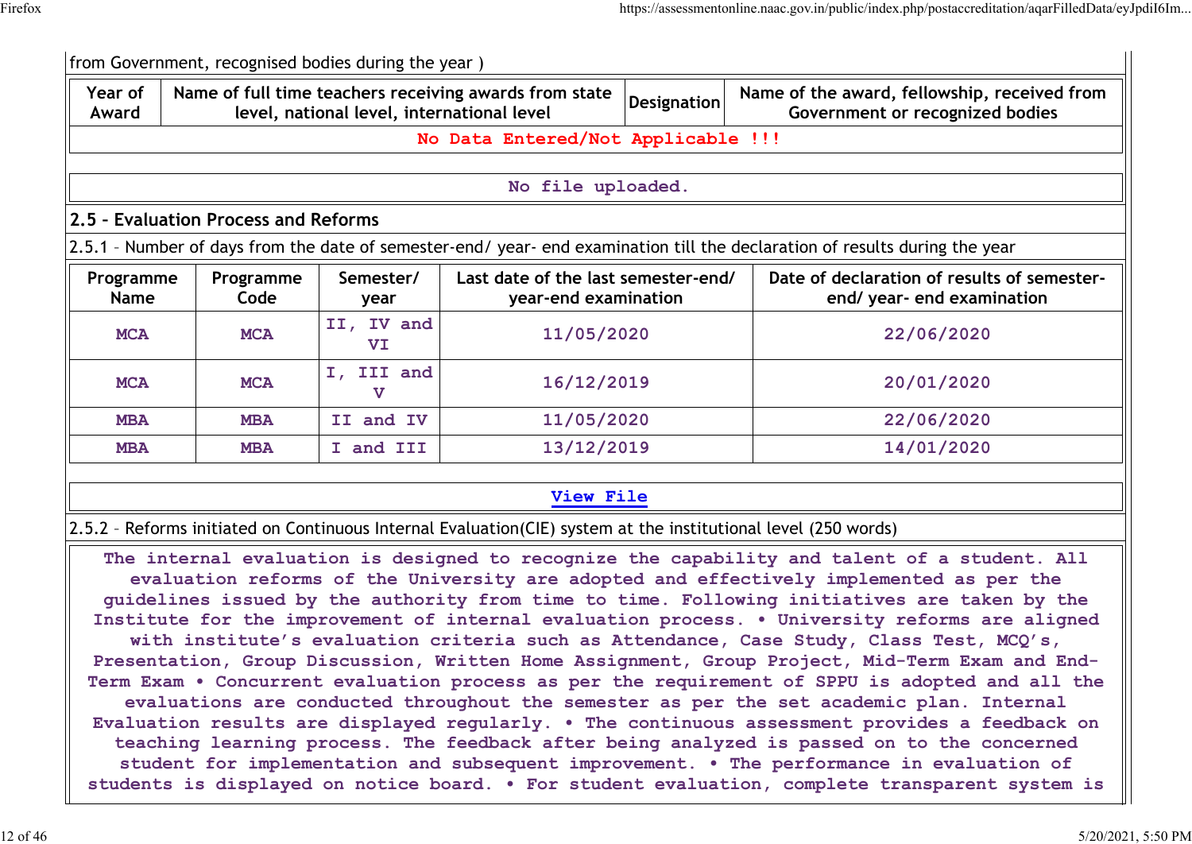from Government, recognised bodies during the year )

| Year of Award | Name of full time teachers receiving awards from state level, national level, international level | Designation | Name of the award, fellowship, received from Government or recognized bodies |
|---|---|---|---|
| No Data Entered/Not Applicable !!! | | | |

No file uploaded.

## 2.5 – Evaluation Process and Reforms

2.5.1 – Number of days from the date of semester-end/ year- end examination till the declaration of results during the year

| Programme Name | Programme Code | Semester/ year | Last date of the last semester-end/ year-end examination | Date of declaration of results of semester-end/ year- end examination |
|---|---|---|---|---|
| MCA | MCA | II, IV and VI | 11/05/2020 | 22/06/2020 |
| MCA | MCA | I, III and V | 16/12/2019 | 20/01/2020 |
| MBA | MBA | II and IV | 11/05/2020 | 22/06/2020 |
| MBA | MBA | I and III | 13/12/2019 | 14/01/2020 |

View File

2.5.2 – Reforms initiated on Continuous Internal Evaluation(CIE) system at the institutional level (250 words)

The internal evaluation is designed to recognize the capability and talent of a student. All evaluation reforms of the University are adopted and effectively implemented as per the guidelines issued by the authority from time to time. Following initiatives are taken by the Institute for the improvement of internal evaluation process. • University reforms are aligned with institute's evaluation criteria such as Attendance, Case Study, Class Test, MCQ's, Presentation, Group Discussion, Written Home Assignment, Group Project, Mid-Term Exam and End-Term Exam • Concurrent evaluation process as per the requirement of SPPU is adopted and all the evaluations are conducted throughout the semester as per the set academic plan. Internal Evaluation results are displayed regularly. • The continuous assessment provides a feedback on teaching learning process. The feedback after being analyzed is passed on to the concerned student for implementation and subsequent improvement. • The performance in evaluation of students is displayed on notice board. • For student evaluation, complete transparent system is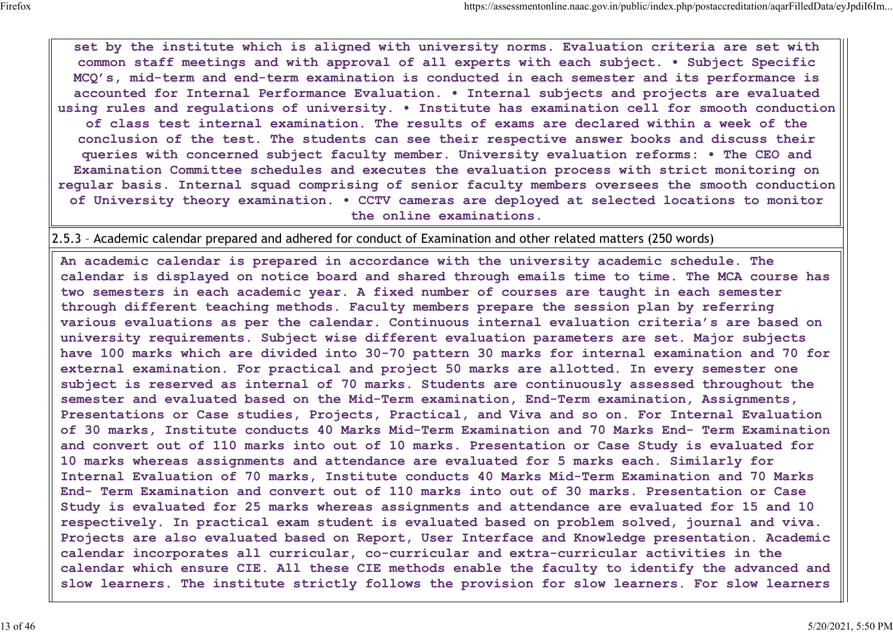set by the institute which is aligned with university norms. Evaluation criteria are set with common staff meetings and with approval of all experts with each subject. • Subject Specific MCQ's, mid-term and end-term examination is conducted in each semester and its performance is accounted for Internal Performance Evaluation. • Internal subjects and projects are evaluated using rules and regulations of university. • Institute has examination cell for smooth conduction of class test internal examination. The results of exams are declared within a week of the conclusion of the test. The students can see their respective answer books and discuss their queries with concerned subject faculty member. University evaluation reforms: • The CEO and Examination Committee schedules and executes the evaluation process with strict monitoring on regular basis. Internal squad comprising of senior faculty members oversees the smooth conduction of University theory examination. • CCTV cameras are deployed at selected locations to monitor the online examinations.

2.5.3 – Academic calendar prepared and adhered for conduct of Examination and other related matters (250 words)

An academic calendar is prepared in accordance with the university academic schedule. The calendar is displayed on notice board and shared through emails time to time. The MCA course has two semesters in each academic year. A fixed number of courses are taught in each semester through different teaching methods. Faculty members prepare the session plan by referring various evaluations as per the calendar. Continuous internal evaluation criteria's are based on university requirements. Subject wise different evaluation parameters are set. Major subjects have 100 marks which are divided into 30-70 pattern 30 marks for internal examination and 70 for external examination. For practical and project 50 marks are allotted. In every semester one subject is reserved as internal of 70 marks. Students are continuously assessed throughout the semester and evaluated based on the Mid-Term examination, End-Term examination, Assignments, Presentations or Case studies, Projects, Practical, and Viva and so on. For Internal Evaluation of 30 marks, Institute conducts 40 Marks Mid-Term Examination and 70 Marks End- Term Examination and convert out of 110 marks into out of 10 marks. Presentation or Case Study is evaluated for 10 marks whereas assignments and attendance are evaluated for 5 marks each. Similarly for Internal Evaluation of 70 marks, Institute conducts 40 Marks Mid-Term Examination and 70 Marks End- Term Examination and convert out of 110 marks into out of 30 marks. Presentation or Case Study is evaluated for 25 marks whereas assignments and attendance are evaluated for 15 and 10 respectively. In practical exam student is evaluated based on problem solved, journal and viva. Projects are also evaluated based on Report, User Interface and Knowledge presentation. Academic calendar incorporates all curricular, co-curricular and extra-curricular activities in the calendar which ensure CIE. All these CIE methods enable the faculty to identify the advanced and slow learners. The institute strictly follows the provision for slow learners. For slow learners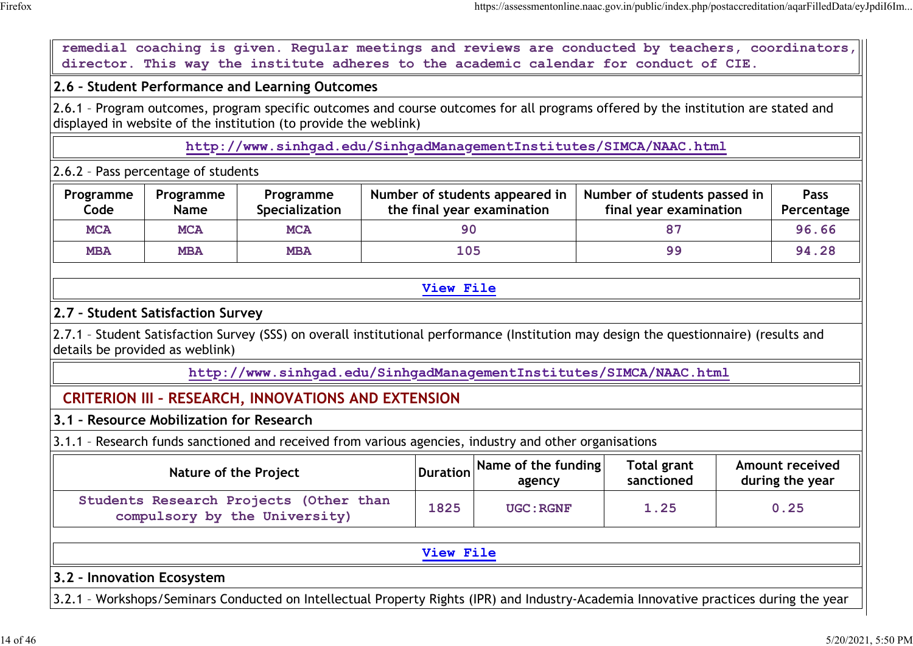remedial coaching is given. Regular meetings and reviews are conducted by teachers, coordinators, director. This way the institute adheres to the academic calendar for conduct of CIE.

### 2.6 – Student Performance and Learning Outcomes

2.6.1 – Program outcomes, program specific outcomes and course outcomes for all programs offered by the institution are stated and displayed in website of the institution (to provide the weblink)

http://www.sinhgad.edu/SinhgadManagementInstitutes/SIMCA/NAAC.html

2.6.2 – Pass percentage of students

| Programme Code | Programme Name | Programme Specialization | Number of students appeared in the final year examination | Number of students passed in final year examination | Pass Percentage |
|---|---|---|---|---|---|
| MCA | MCA | MCA | 90 | 87 | 96.66 |
| MBA | MBA | MBA | 105 | 99 | 94.28 |

View File

### 2.7 – Student Satisfaction Survey

2.7.1 – Student Satisfaction Survey (SSS) on overall institutional performance (Institution may design the questionnaire) (results and details be provided as weblink)

http://www.sinhgad.edu/SinhgadManagementInstitutes/SIMCA/NAAC.html

## CRITERION III – RESEARCH, INNOVATIONS AND EXTENSION

### 3.1 – Resource Mobilization for Research

3.1.1 – Research funds sanctioned and received from various agencies, industry and other organisations

| Nature of the Project | Duration | Name of the funding agency | Total grant sanctioned | Amount received during the year |
|---|---|---|---|---|
| Students Research Projects (Other than compulsory by the University) | 1825 | UGC:RGNF | 1.25 | 0.25 |

View File

### 3.2 – Innovation Ecosystem

3.2.1 – Workshops/Seminars Conducted on Intellectual Property Rights (IPR) and Industry-Academia Innovative practices during the year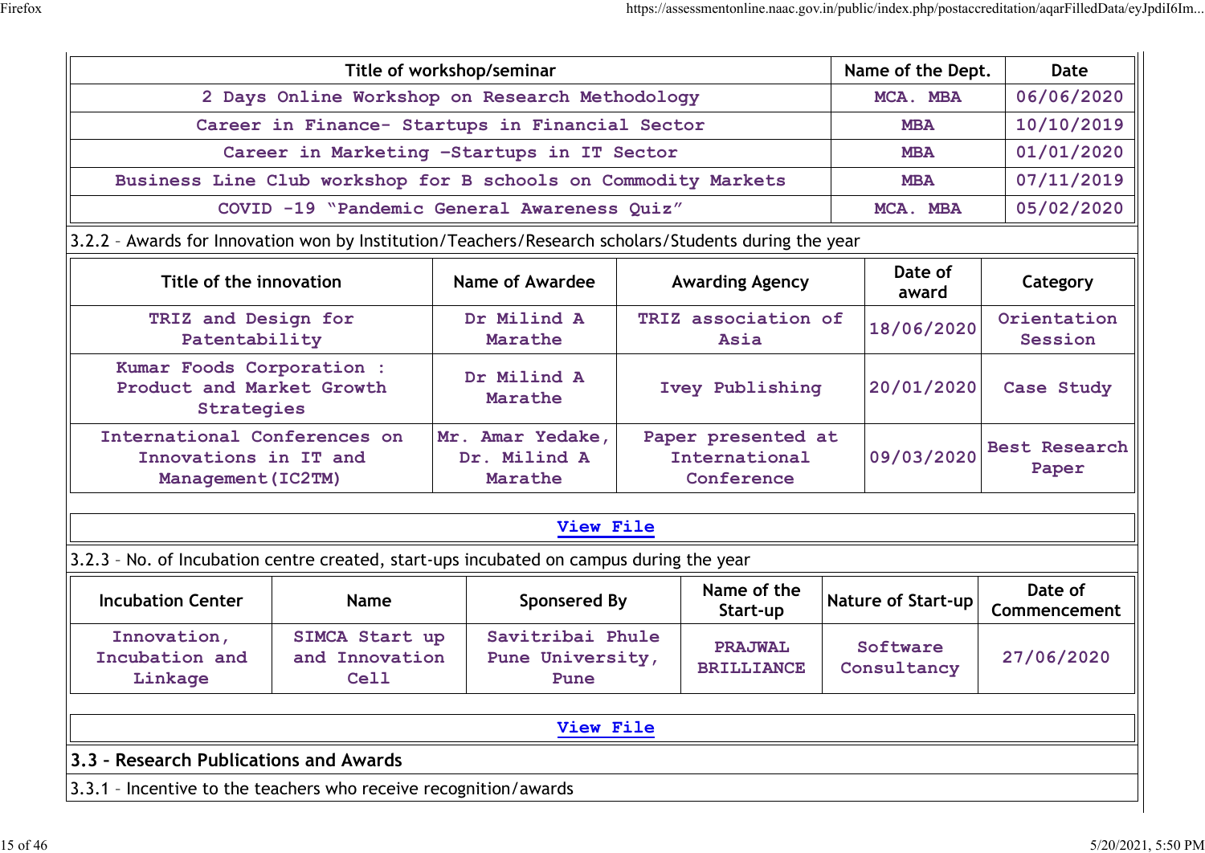| Title of workshop/seminar | Name of the Dept. | Date |
|---|---|---|
| 2 Days Online Workshop on Research Methodology | MCA. MBA | 06/06/2020 |
| Career in Finance- Startups in Financial Sector | MBA | 10/10/2019 |
| Career in Marketing -Startups in IT Sector | MBA | 01/01/2020 |
| Business Line Club workshop for B schools on Commodity Markets | MBA | 07/11/2019 |
| COVID -19 "Pandemic General Awareness Quiz" | MCA. MBA | 05/02/2020 |

3.2.2 – Awards for Innovation won by Institution/Teachers/Research scholars/Students during the year

| Title of the innovation | Name of Awardee | Awarding Agency | Date of award | Category |
|---|---|---|---|---|
| TRIZ and Design for Patentability | Dr Milind A Marathe | TRIZ association of Asia | 18/06/2020 | Orientation Session |
| Kumar Foods Corporation : Product and Market Growth Strategies | Dr Milind A Marathe | Ivey Publishing | 20/01/2020 | Case Study |
| International Conferences on Innovations in IT and Management(IC2TM) | Mr. Amar Yedake, Dr. Milind A Marathe | Paper presented at International Conference | 09/03/2020 | Best Research Paper |

View File

3.2.3 – No. of Incubation centre created, start-ups incubated on campus during the year

| Incubation Center | Name | Sponsered By | Name of the Start-up | Nature of Start-up | Date of Commencement |
|---|---|---|---|---|---|
| Innovation, Incubation and Linkage | SIMCA Start up and Innovation Cell | Savitribai Phule Pune University, Pune | PRAJWAL BRILLIANCE | Software Consultancy | 27/06/2020 |

View File

## 3.3 – Research Publications and Awards

3.3.1 – Incentive to the teachers who receive recognition/awards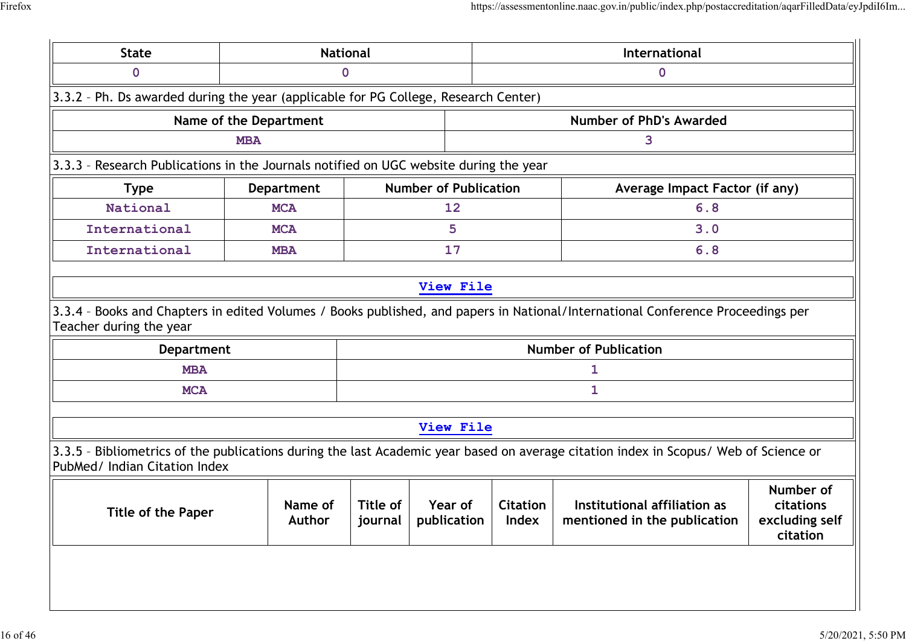| State | National | International |
|---|---|---|
| 0 | 0 | 0 |

3.3.2 – Ph. Ds awarded during the year (applicable for PG College, Research Center)

| Name of the Department | Number of PhD's Awarded |
|---|---|
| MBA | 3 |

3.3.3 – Research Publications in the Journals notified on UGC website during the year

| Type | Department | Number of Publication | Average Impact Factor (if any) |
|---|---|---|---|
| National | MCA | 12 | 6.8 |
| International | MCA | 5 | 3.0 |
| International | MBA | 17 | 6.8 |

View File

3.3.4 – Books and Chapters in edited Volumes / Books published, and papers in National/International Conference Proceedings per Teacher during the year

| Department | Number of Publication |
|---|---|
| MBA | 1 |
| MCA | 1 |

View File

3.3.5 – Bibliometrics of the publications during the last Academic year based on average citation index in Scopus/ Web of Science or PubMed/ Indian Citation Index

| Title of the Paper | Name of Author | Title of journal | Year of publication | Citation Index | Institutional affiliation as mentioned in the publication | Number of citations excluding self citation |
|---|---|---|---|---|---|---|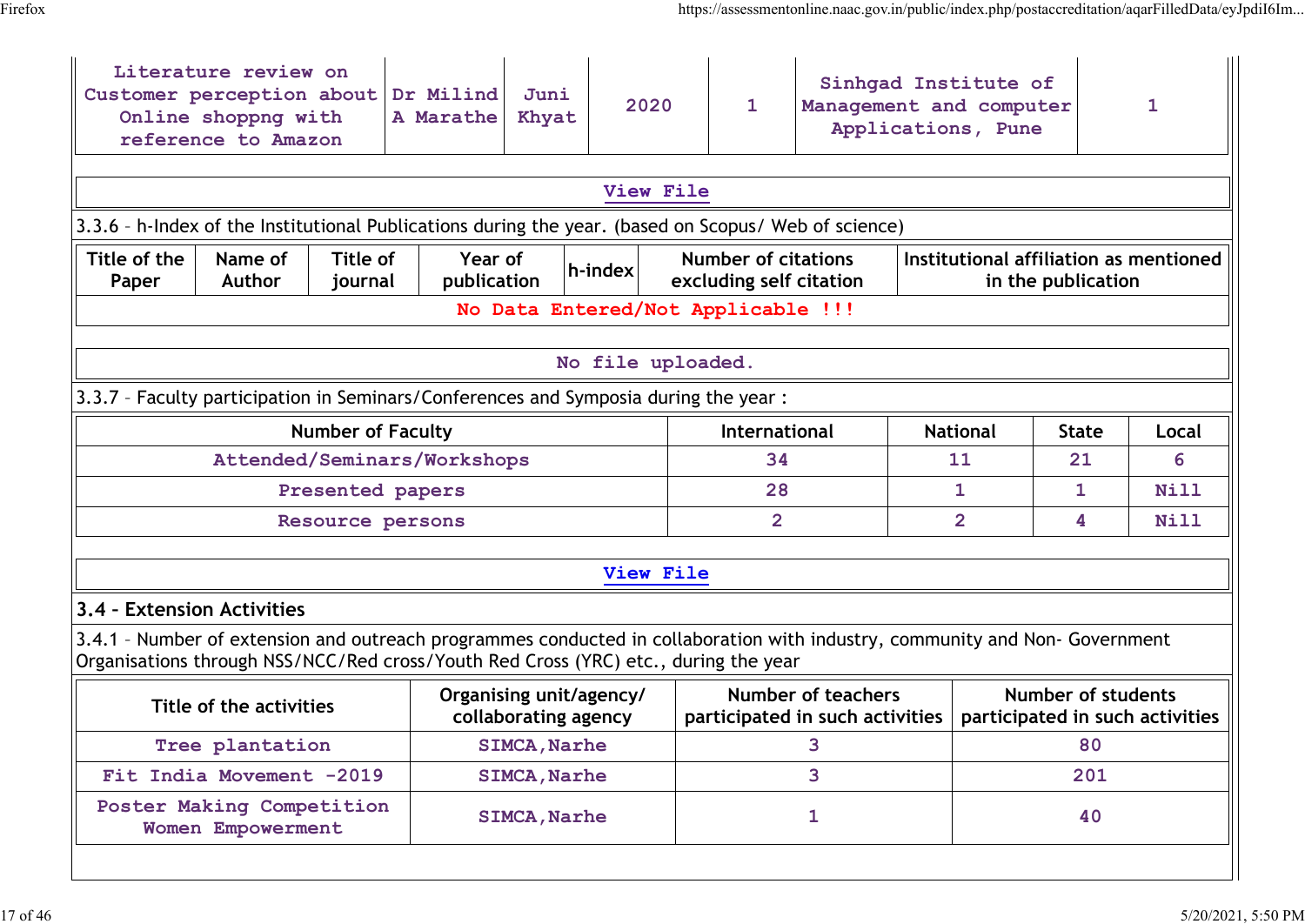| Literature review on Customer perception about Online shoppng with reference to Amazon | Dr Milind A Marathe | Juni Khyat | 2020 | 1 | Sinhgad Institute of Management and computer Applications, Pune | 1 |
|---|---|---|---|---|---|---|

View File

3.3.6 – h-Index of the Institutional Publications during the year. (based on Scopus/ Web of science)

| Title of the Paper | Name of Author | Title of journal | Year of publication | h-index | Number of citations excluding self citation | Institutional affiliation as mentioned in the publication |
|---|---|---|---|---|---|---|
| No Data Entered/Not Applicable !!! | | | | | | |

No file uploaded.

3.3.7 – Faculty participation in Seminars/Conferences and Symposia during the year :

| Number of Faculty | International | National | State | Local |
|---|---|---|---|---|
| Attended/Seminars/Workshops | 34 | 11 | 21 | 6 |
| Presented papers | 28 | 1 | 1 | Nill |
| Resource persons | 2 | 2 | 4 | Nill |

View File

### 3.4 – Extension Activities

3.4.1 – Number of extension and outreach programmes conducted in collaboration with industry, community and Non- Government Organisations through NSS/NCC/Red cross/Youth Red Cross (YRC) etc., during the year

| Title of the activities | Organising unit/agency/ collaborating agency | Number of teachers participated in such activities | Number of students participated in such activities |
|---|---|---|---|
| Tree plantation | SIMCA,Narhe | 3 | 80 |
| Fit India Movement -2019 | SIMCA,Narhe | 3 | 201 |
| Poster Making Competition Women Empowerment | SIMCA,Narhe | 1 | 40 |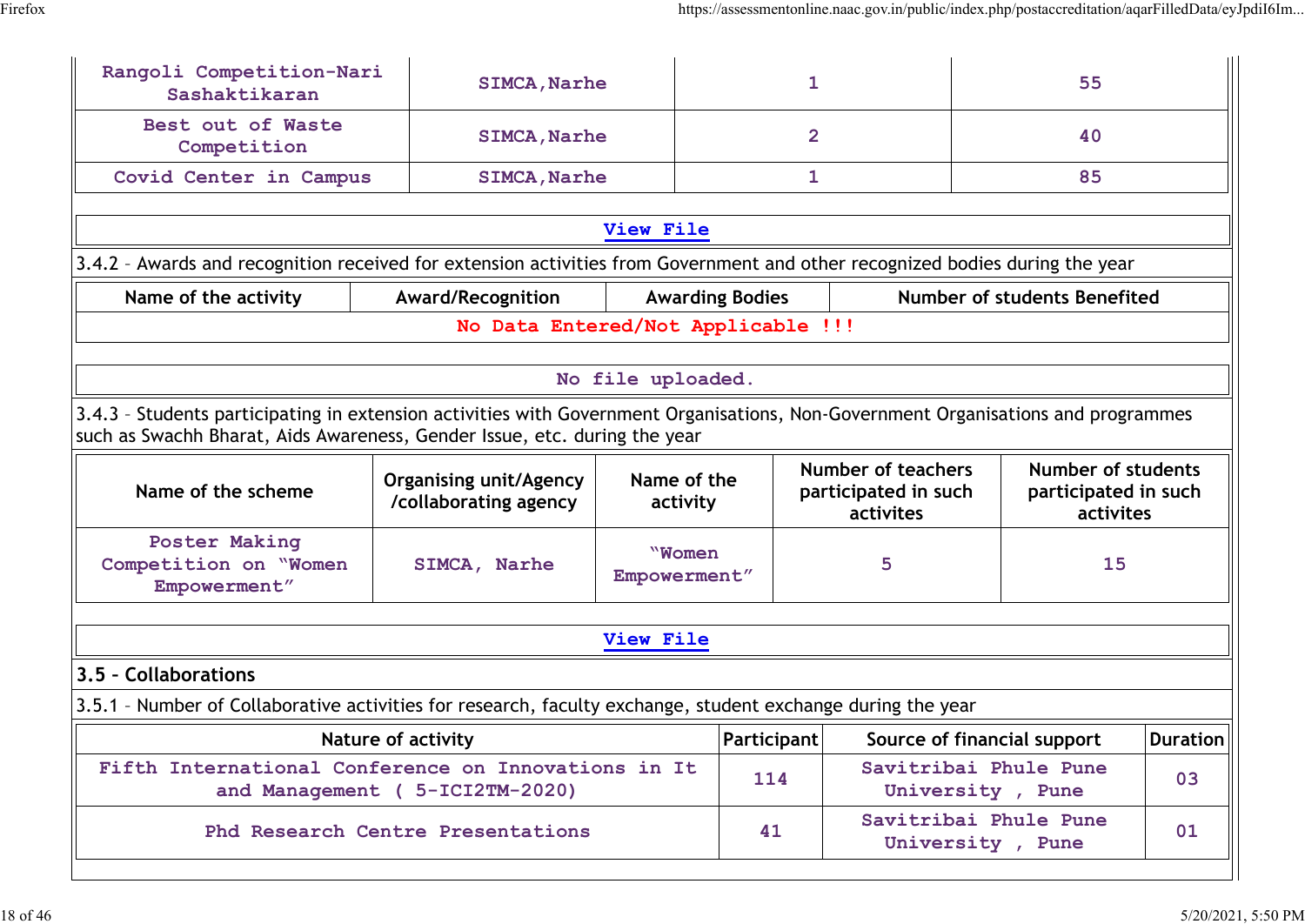| Rangoli Competition-Nari Sashaktikaran | SIMCA,Narhe | 1 | 55 |
|---|---|---|---|
| Best out of Waste Competition | SIMCA,Narhe | 2 | 40 |
| Covid Center in Campus | SIMCA,Narhe | 1 | 85 |

View File

3.4.2 – Awards and recognition received for extension activities from Government and other recognized bodies during the year

| Name of the activity | Award/Recognition | Awarding Bodies | Number of students Benefited |
|---|---|---|---|
| No Data Entered/Not Applicable !!! | | | |

No file uploaded.

3.4.3 – Students participating in extension activities with Government Organisations, Non-Government Organisations and programmes such as Swachh Bharat, Aids Awareness, Gender Issue, etc. during the year

| Name of the scheme | Organising unit/Agency /collaborating agency | Name of the activity | Number of teachers participated in such activites | Number of students participated in such activites |
|---|---|---|---|---|
| Poster Making Competition on "Women Empowerment" | SIMCA, Narhe | "Women Empowerment" | 5 | 15 |

View File

**3.5 – Collaborations**

3.5.1 – Number of Collaborative activities for research, faculty exchange, student exchange during the year

| Nature of activity | Participant | Source of financial support | Duration |
|---|---|---|---|
| Fifth International Conference on Innovations in It and Management ( 5-ICI2TM-2020) | 114 | Savitribai Phule Pune University , Pune | 03 |
| Phd Research Centre Presentations | 41 | Savitribai Phule Pune University , Pune | 01 |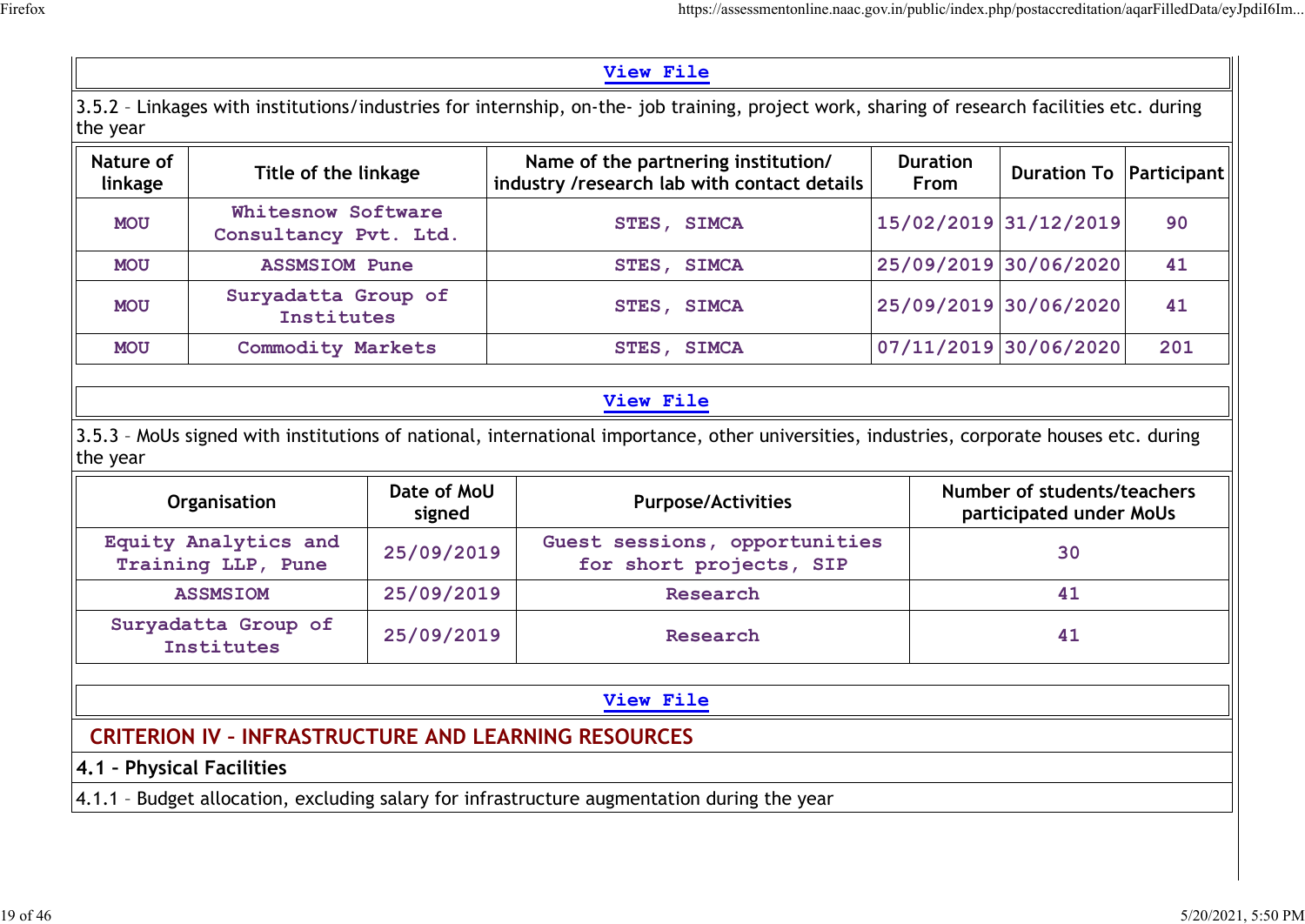View File

3.5.2 – Linkages with institutions/industries for internship, on-the- job training, project work, sharing of research facilities etc. during the year

| Nature of linkage | Title of the linkage | Name of the partnering institution/ industry /research lab with contact details | Duration From | Duration To | Participant |
|---|---|---|---|---|---|
| MOU | Whitesnow Software Consultancy Pvt. Ltd. | STES, SIMCA | 15/02/2019 | 31/12/2019 | 90 |
| MOU | ASSMSIOM Pune | STES, SIMCA | 25/09/2019 | 30/06/2020 | 41 |
| MOU | Suryadatta Group of Institutes | STES, SIMCA | 25/09/2019 | 30/06/2020 | 41 |
| MOU | Commodity Markets | STES, SIMCA | 07/11/2019 | 30/06/2020 | 201 |

View File

3.5.3 – MoUs signed with institutions of national, international importance, other universities, industries, corporate houses etc. during the year

| Organisation | Date of MoU signed | Purpose/Activities | Number of students/teachers participated under MoUs |
|---|---|---|---|
| Equity Analytics and Training LLP, Pune | 25/09/2019 | Guest sessions, opportunities for short projects, SIP | 30 |
| ASSMSIOM | 25/09/2019 | Research | 41 |
| Suryadatta Group of Institutes | 25/09/2019 | Research | 41 |

View File

## CRITERION IV – INFRASTRUCTURE AND LEARNING RESOURCES

### 4.1 – Physical Facilities

4.1.1 – Budget allocation, excluding salary for infrastructure augmentation during the year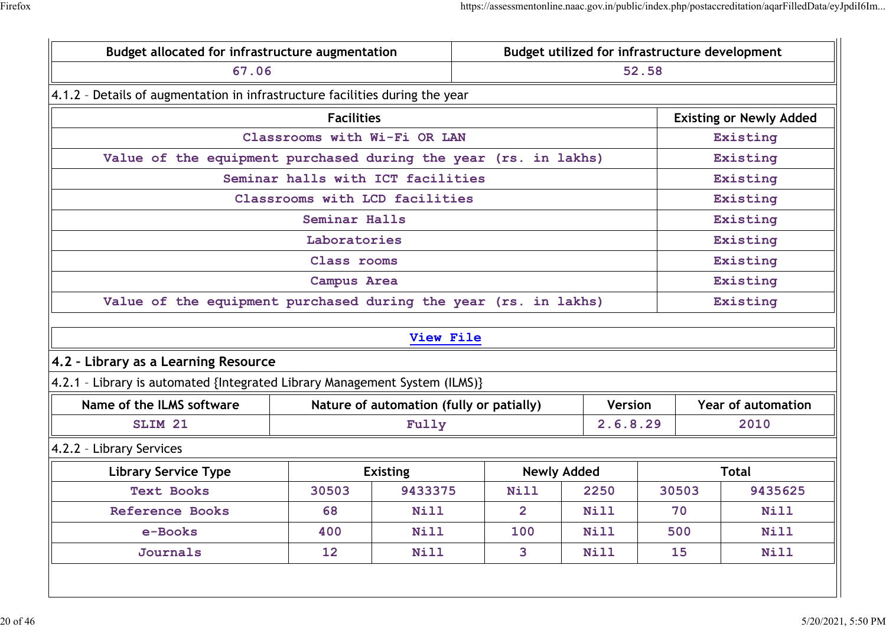| Budget allocated for infrastructure augmentation | Budget utilized for infrastructure development |
|---|---|
| 67.06 | 52.58 |

4.1.2 – Details of augmentation in infrastructure facilities during the year

| Facilities | Existing or Newly Added |
|---|---|
| Classrooms with Wi-Fi OR LAN | Existing |
| Value of the equipment purchased during the year (rs. in lakhs) | Existing |
| Seminar halls with ICT facilities | Existing |
| Classrooms with LCD facilities | Existing |
| Seminar Halls | Existing |
| Laboratories | Existing |
| Class rooms | Existing |
| Campus Area | Existing |
| Value of the equipment purchased during the year (rs. in lakhs) | Existing |

View File

### 4.2 – Library as a Learning Resource

4.2.1 – Library is automated {Integrated Library Management System (ILMS)}

| Name of the ILMS software | Nature of automation (fully or patially) | Version | Year of automation |
|---|---|---|---|
| SLIM 21 | Fully | 2.6.8.29 | 2010 |

4.2.2 – Library Services

| Library Service Type | Existing | | Newly Added | | Total | |
|---|---|---|---|---|---|---|
| Text Books | 30503 | 9433375 | Nill | 2250 | 30503 | 9435625 |
| Reference Books | 68 | Nill | 2 | Nill | 70 | Nill |
| e-Books | 400 | Nill | 100 | Nill | 500 | Nill |
| Journals | 12 | Nill | 3 | Nill | 15 | Nill |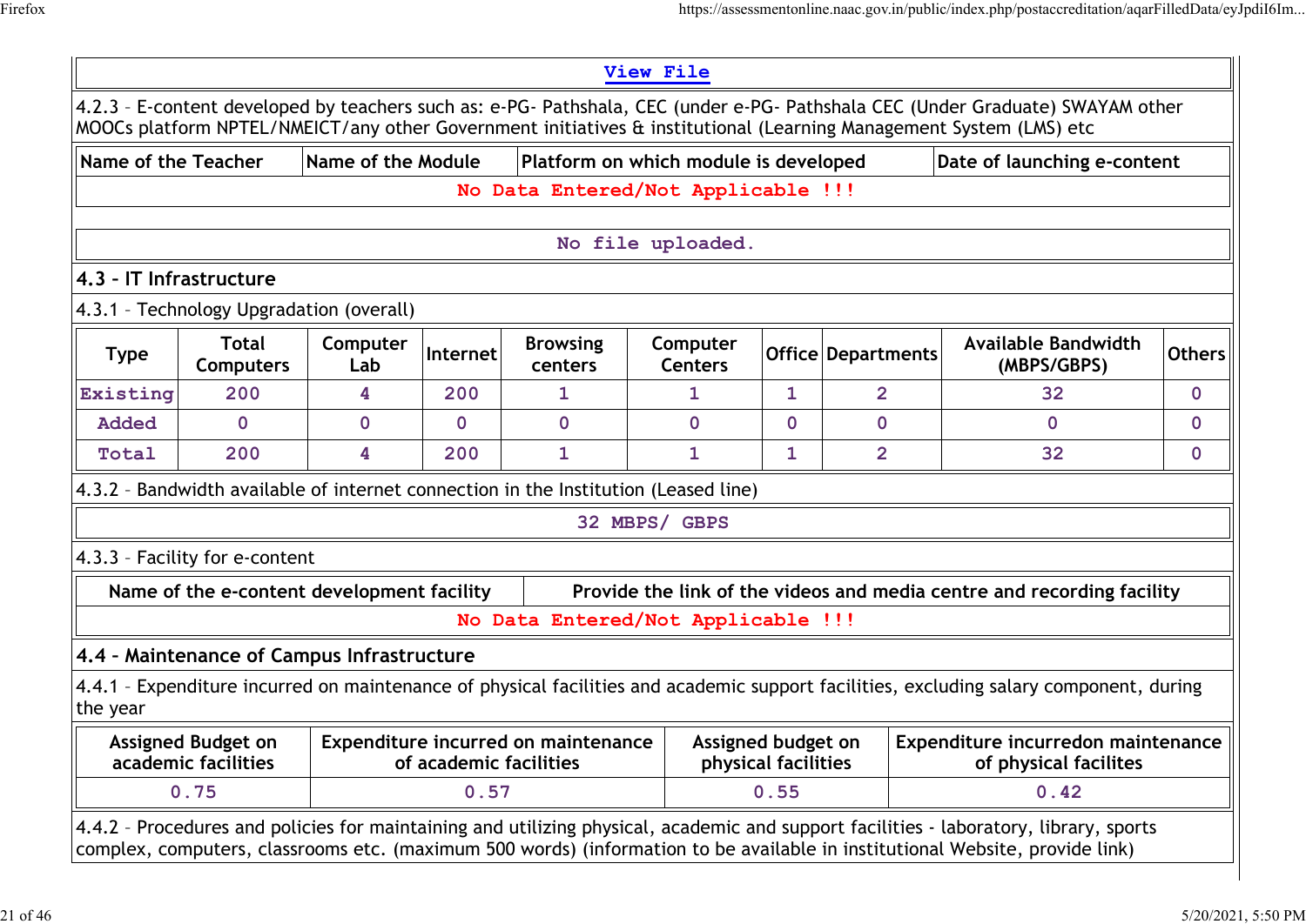View File

4.2.3 – E-content developed by teachers such as: e-PG- Pathshala, CEC (under e-PG- Pathshala CEC (Under Graduate) SWAYAM other MOOCs platform NPTEL/NMEICT/any other Government initiatives & institutional (Learning Management System (LMS) etc

| Name of the Teacher | Name of the Module | Platform on which module is developed | Date of launching e-content |
|---|---|---|---|
| No Data Entered/Not Applicable !!! | | | |

No file uploaded.

## 4.3 – IT Infrastructure

4.3.1 – Technology Upgradation (overall)

| Type | Total Computers | Computer Lab | Internet | Browsing centers | Computer Centers | Office | Departments | Available Bandwidth (MBPS/GBPS) | Others |
|---|---|---|---|---|---|---|---|---|---|
| Existing | 200 | 4 | 200 | 1 | 1 | 1 | 2 | 32 | 0 |
| Added | 0 | 0 | 0 | 0 | 0 | 0 | 0 | 0 | 0 |
| Total | 200 | 4 | 200 | 1 | 1 | 1 | 2 | 32 | 0 |

4.3.2 – Bandwidth available of internet connection in the Institution (Leased line)

32 MBPS/ GBPS

4.3.3 – Facility for e-content

| Name of the e-content development facility | Provide the link of the videos and media centre and recording facility |
|---|---|
| No Data Entered/Not Applicable !!! | |

## 4.4 – Maintenance of Campus Infrastructure

4.4.1 – Expenditure incurred on maintenance of physical facilities and academic support facilities, excluding salary component, during the year

| Assigned Budget on academic facilities | Expenditure incurred on maintenance of academic facilities | Assigned budget on physical facilities | Expenditure incurredon maintenance of physical facilites |
|---|---|---|---|
| 0.75 | 0.57 | 0.55 | 0.42 |

4.4.2 – Procedures and policies for maintaining and utilizing physical, academic and support facilities - laboratory, library, sports complex, computers, classrooms etc. (maximum 500 words) (information to be available in institutional Website, provide link)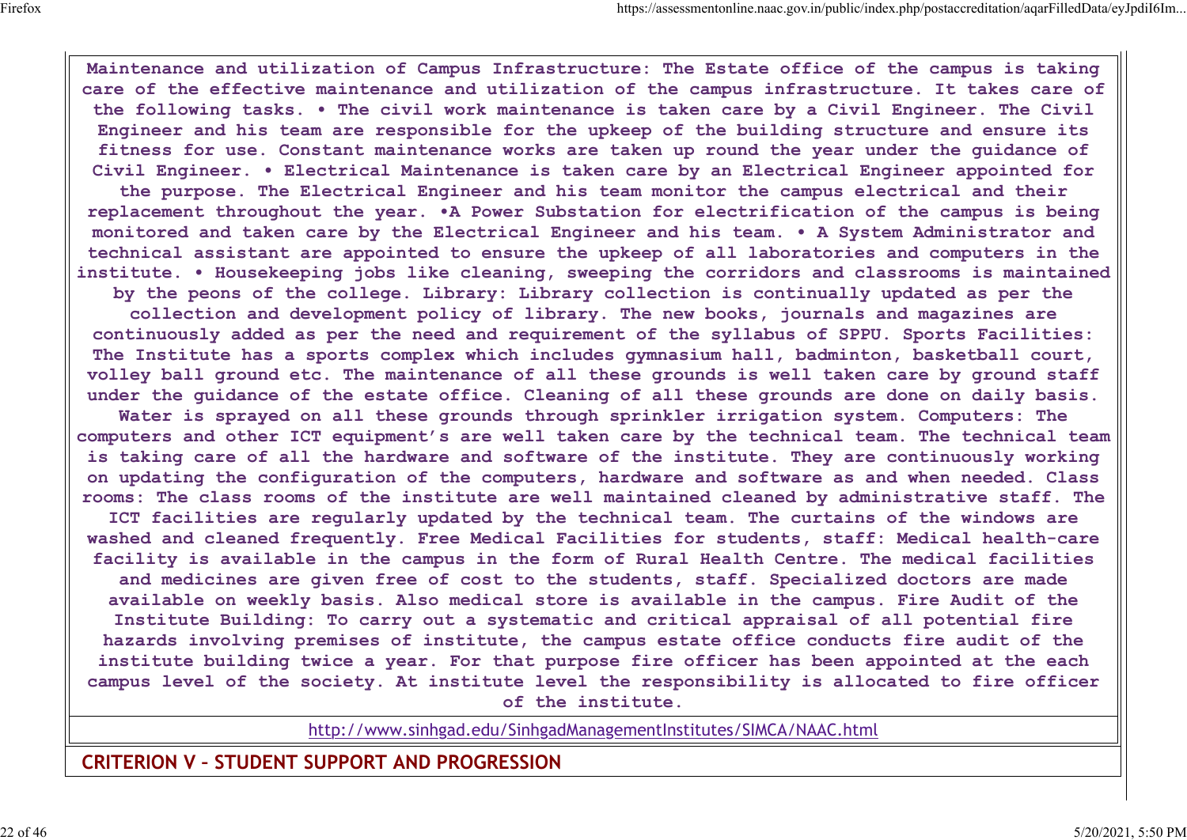Maintenance and utilization of Campus Infrastructure: The Estate office of the campus is taking care of the effective maintenance and utilization of the campus infrastructure. It takes care of the following tasks. • The civil work maintenance is taken care by a Civil Engineer. The Civil Engineer and his team are responsible for the upkeep of the building structure and ensure its fitness for use. Constant maintenance works are taken up round the year under the guidance of Civil Engineer. • Electrical Maintenance is taken care by an Electrical Engineer appointed for the purpose. The Electrical Engineer and his team monitor the campus electrical and their replacement throughout the year. •A Power Substation for electrification of the campus is being monitored and taken care by the Electrical Engineer and his team. • A System Administrator and technical assistant are appointed to ensure the upkeep of all laboratories and computers in the institute. • Housekeeping jobs like cleaning, sweeping the corridors and classrooms is maintained by the peons of the college. Library: Library collection is continually updated as per the collection and development policy of library. The new books, journals and magazines are continuously added as per the need and requirement of the syllabus of SPPU. Sports Facilities: The Institute has a sports complex which includes gymnasium hall, badminton, basketball court, volley ball ground etc. The maintenance of all these grounds is well taken care by ground staff under the guidance of the estate office. Cleaning of all these grounds are done on daily basis. Water is sprayed on all these grounds through sprinkler irrigation system. Computers: The computers and other ICT equipment's are well taken care by the technical team. The technical team is taking care of all the hardware and software of the institute. They are continuously working on updating the configuration of the computers, hardware and software as and when needed. Class rooms: The class rooms of the institute are well maintained cleaned by administrative staff. The ICT facilities are regularly updated by the technical team. The curtains of the windows are washed and cleaned frequently. Free Medical Facilities for students, staff: Medical health-care facility is available in the campus in the form of Rural Health Centre. The medical facilities and medicines are given free of cost to the students, staff. Specialized doctors are made available on weekly basis. Also medical store is available in the campus. Fire Audit of the Institute Building: To carry out a systematic and critical appraisal of all potential fire hazards involving premises of institute, the campus estate office conducts fire audit of the institute building twice a year. For that purpose fire officer has been appointed at the each campus level of the society. At institute level the responsibility is allocated to fire officer of the institute.

http://www.sinhgad.edu/SinhgadManagementInstitutes/SIMCA/NAAC.html

## CRITERION V – STUDENT SUPPORT AND PROGRESSION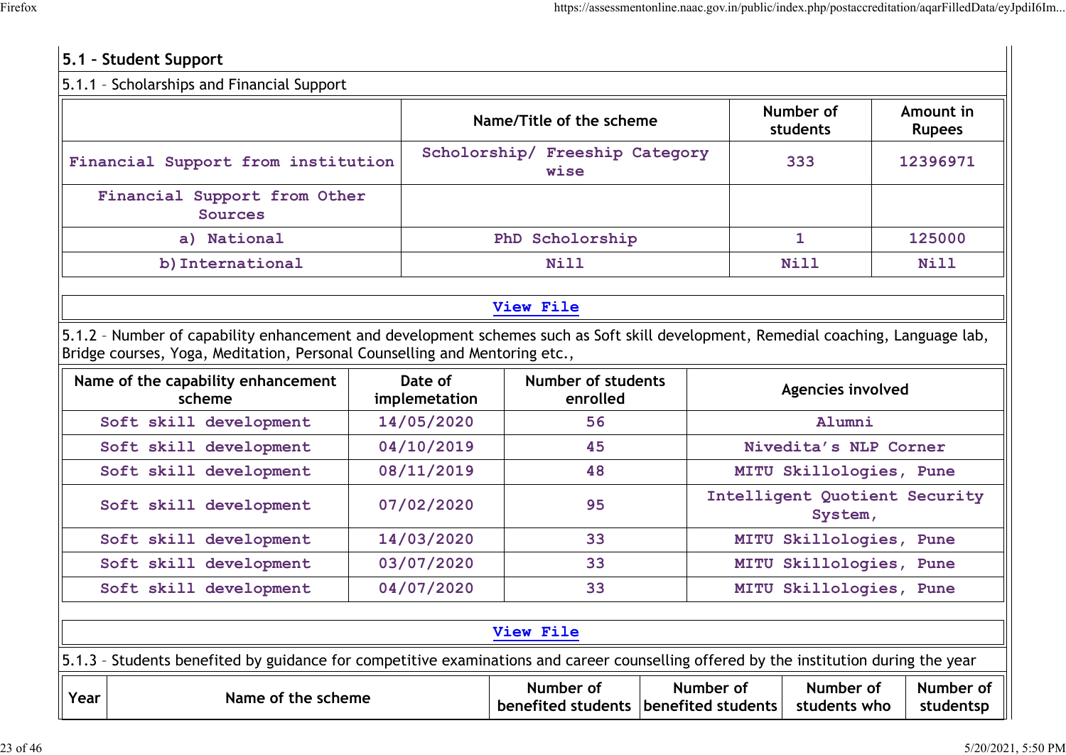## 5.1 – Student Support

5.1.1 – Scholarships and Financial Support

| | Name/Title of the scheme | Number of students | Amount in Rupees |
|---|---|---|---|
| Financial Support from institution | Scholorship/ Freeship Category wise | 333 | 12396971 |
| Financial Support from Other Sources | | | |
| a) National | PhD Scholorship | 1 | 125000 |
| b) International | Nill | Nill | Nill |

View File

5.1.2 – Number of capability enhancement and development schemes such as Soft skill development, Remedial coaching, Language lab, Bridge courses, Yoga, Meditation, Personal Counselling and Mentoring etc.,

| Name of the capability enhancement scheme | Date of implemetation | Number of students enrolled | Agencies involved |
|---|---|---|---|
| Soft skill development | 14/05/2020 | 56 | Alumni |
| Soft skill development | 04/10/2019 | 45 | Nivedita's NLP Corner |
| Soft skill development | 08/11/2019 | 48 | MITU Skillologies, Pune |
| Soft skill development | 07/02/2020 | 95 | Intelligent Quotient Security System, |
| Soft skill development | 14/03/2020 | 33 | MITU Skillologies, Pune |
| Soft skill development | 03/07/2020 | 33 | MITU Skillologies, Pune |
| Soft skill development | 04/07/2020 | 33 | MITU Skillologies, Pune |

View File

5.1.3 – Students benefited by guidance for competitive examinations and career counselling offered by the institution during the year

| Year | Name of the scheme | Number of benefited students | Number of benefited students | Number of students who | Number of studentsp |
|---|---|---|---|---|---|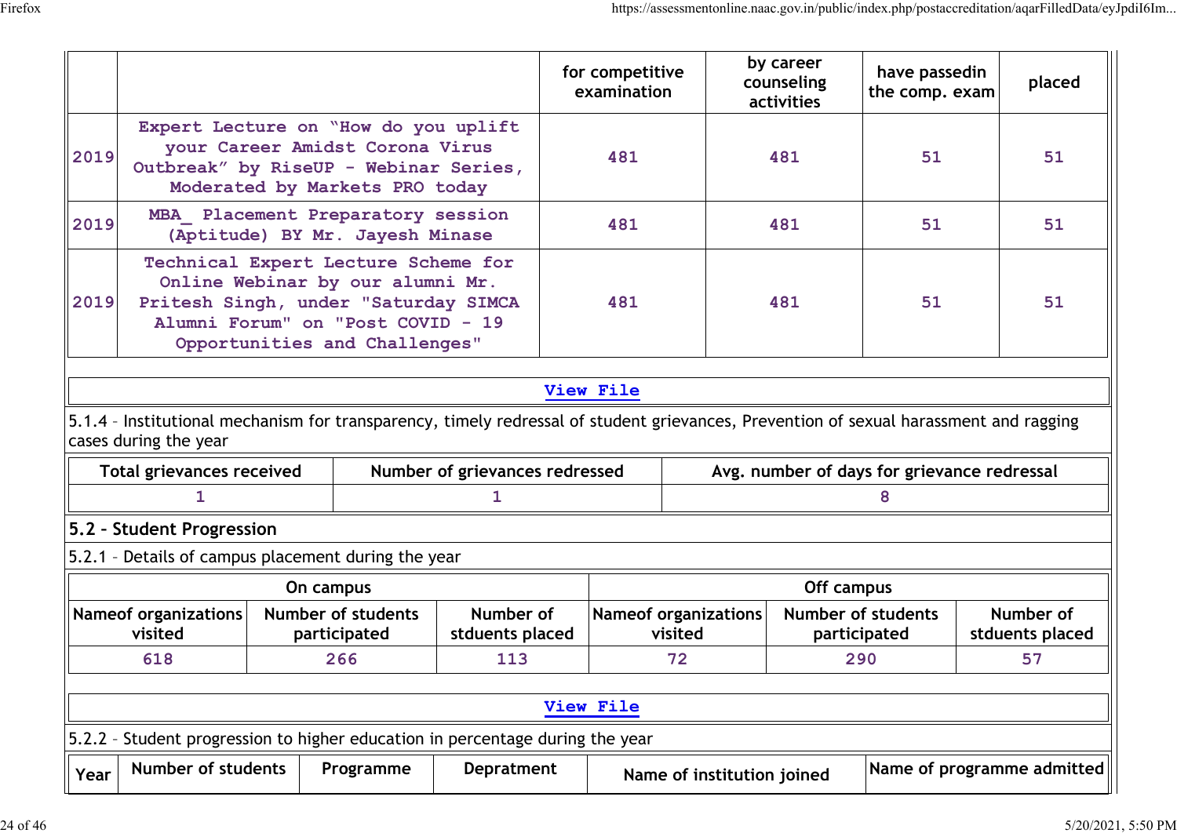| | | for competitive examination | by career counseling activities | have passedin the comp. exam | placed |
|---|---|---|---|---|---|
| 2019 | Expert Lecture on “How do you uplift your Career Amidst Corona Virus Outbreak” by RiseUP - Webinar Series, Moderated by Markets PRO today | 481 | 481 | 51 | 51 |
| 2019 | MBA_ Placement Preparatory session (Aptitude) BY Mr. Jayesh Minase | 481 | 481 | 51 | 51 |
| 2019 | Technical Expert Lecture Scheme for Online Webinar by our alumni Mr. Pritesh Singh, under "Saturday SIMCA Alumni Forum" on "Post COVID - 19 Opportunities and Challenges" | 481 | 481 | 51 | 51 |

View File

5.1.4 – Institutional mechanism for transparency, timely redressal of student grievances, Prevention of sexual harassment and ragging cases during the year

| Total grievances received | Number of grievances redressed | Avg. number of days for grievance redressal |
|---|---|---|
| 1 | 1 | 8 |

## 5.2 – Student Progression

5.2.1 – Details of campus placement during the year

| On campus | | | Off campus | | |
|---|---|---|---|---|---|
| Nameof organizations visited | Number of students participated | Number of stduents placed | Nameof organizations visited | Number of students participated | Number of stduents placed |
| 618 | 266 | 113 | 72 | 290 | 57 |

View File

5.2.2 – Student progression to higher education in percentage during the year

| Year | Number of students | Programme | Depratment | Name of institution joined | Name of programme admitted |
|---|---|---|---|---|---|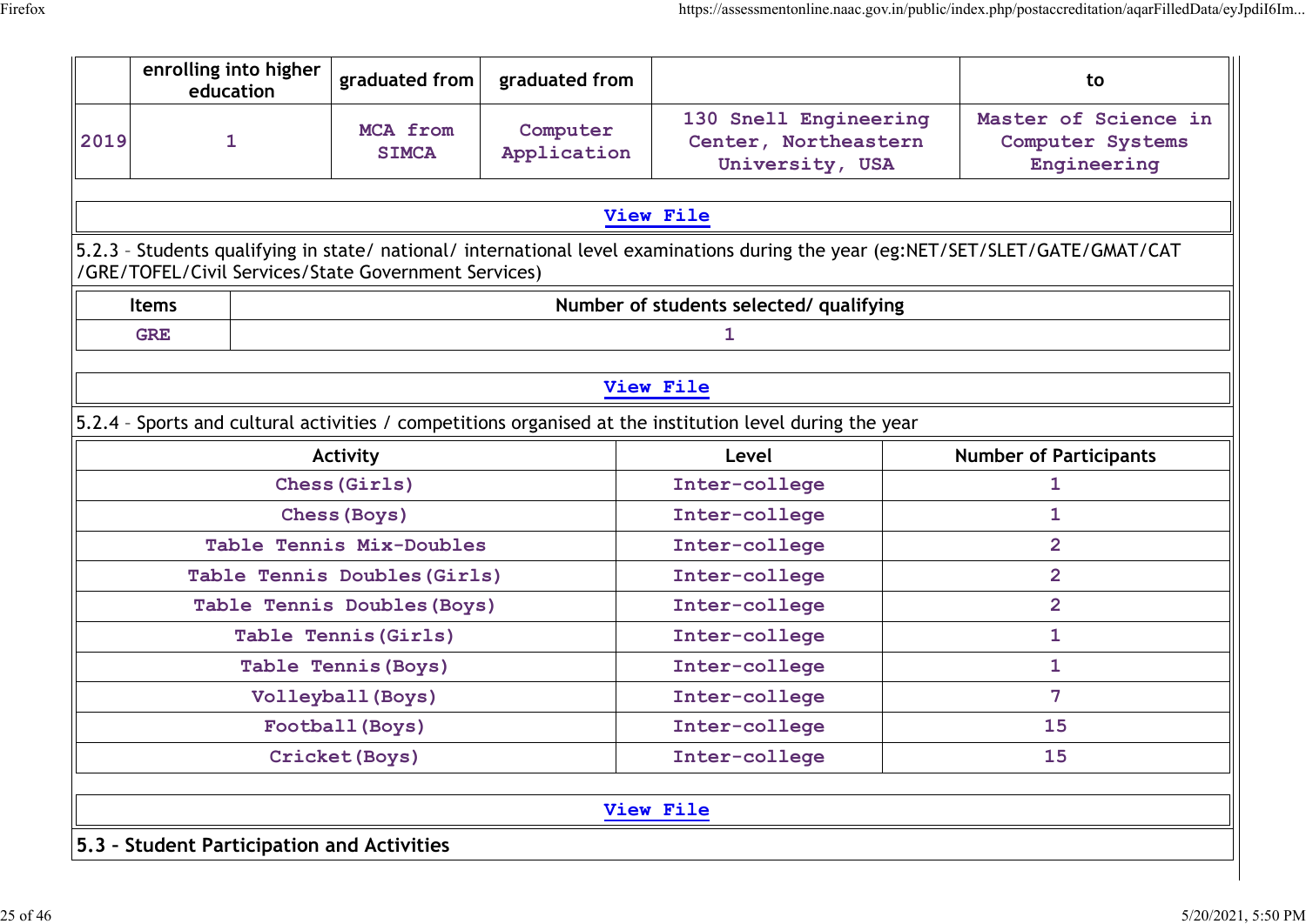| | enrolling into higher education | graduated from | graduated from | | to |
|---|---|---|---|---|---|
| 2019 | 1 | MCA from SIMCA | Computer Application | 130 Snell Engineering Center, Northeastern University, USA | Master of Science in Computer Systems Engineering |

View File

5.2.3 – Students qualifying in state/ national/ international level examinations during the year (eg:NET/SET/SLET/GATE/GMAT/CAT /GRE/TOFEL/Civil Services/State Government Services)

| Items | Number of students selected/ qualifying |
|---|---|
| GRE | 1 |

View File

5.2.4 – Sports and cultural activities / competitions organised at the institution level during the year

| Activity | Level | Number of Participants |
|---|---|---|
| Chess(Girls) | Inter-college | 1 |
| Chess(Boys) | Inter-college | 1 |
| Table Tennis Mix-Doubles | Inter-college | 2 |
| Table Tennis Doubles(Girls) | Inter-college | 2 |
| Table Tennis Doubles(Boys) | Inter-college | 2 |
| Table Tennis(Girls) | Inter-college | 1 |
| Table Tennis(Boys) | Inter-college | 1 |
| Volleyball(Boys) | Inter-college | 7 |
| Football(Boys) | Inter-college | 15 |
| Cricket(Boys) | Inter-college | 15 |

View File

**5.3 – Student Participation and Activities**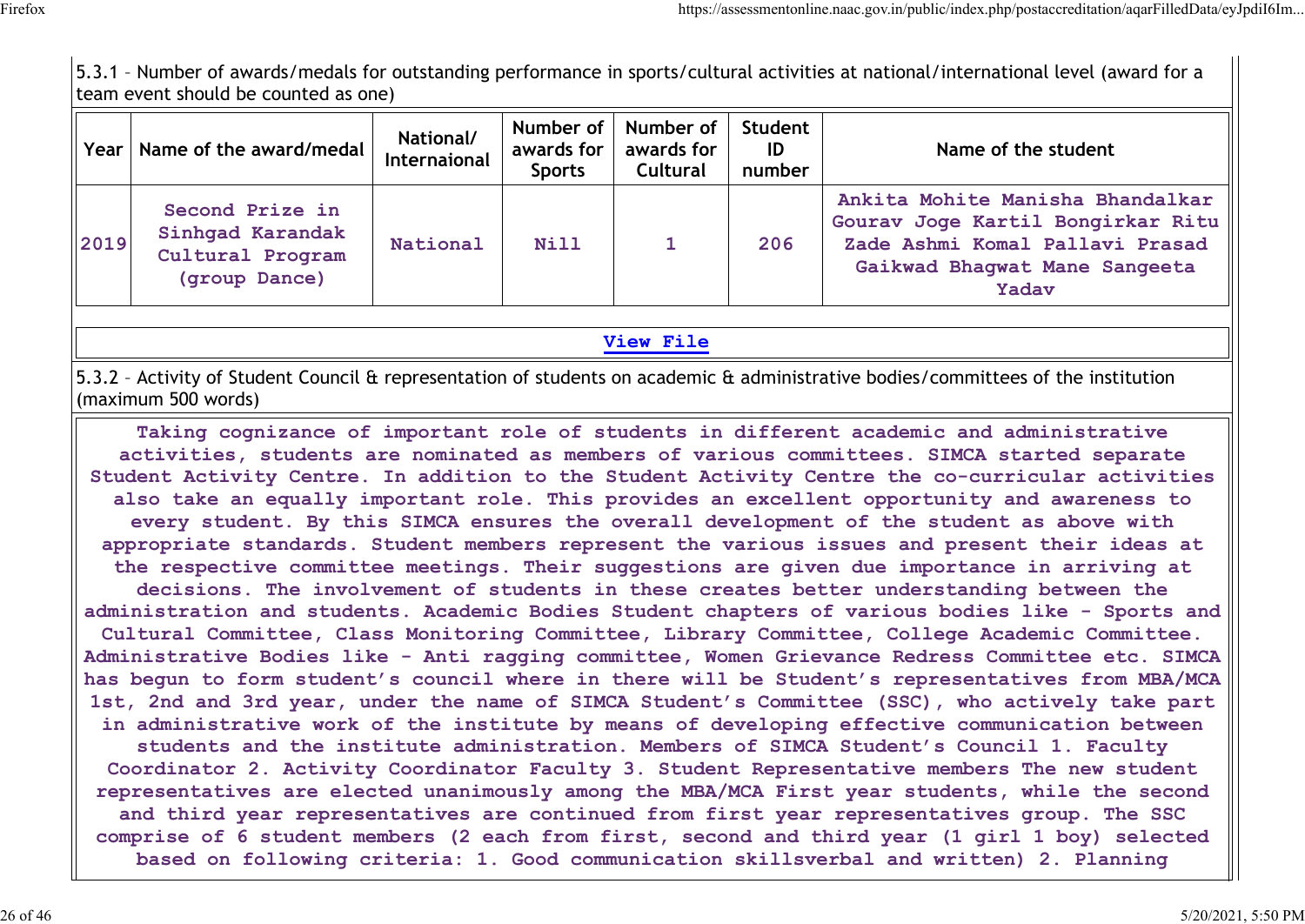5.3.1 – Number of awards/medals for outstanding performance in sports/cultural activities at national/international level (award for a team event should be counted as one)

| Year | Name of the award/medal | National/ Internaional | Number of awards for Sports | Number of awards for Cultural | Student ID number | Name of the student |
|---|---|---|---|---|---|---|
| 2019 | Second Prize in Sinhgad Karandak Cultural Program (group Dance) | National | Nill | 1 | 206 | Ankita Mohite Manisha Bhandalkar Gourav Joge Kartil Bongirkar Ritu Zade Ashmi Komal Pallavi Prasad Gaikwad Bhagwat Mane Sangeeta Yadav |

**View File**

5.3.2 – Activity of Student Council & representation of students on academic & administrative bodies/committees of the institution (maximum 500 words)

Taking cognizance of important role of students in different academic and administrative activities, students are nominated as members of various committees. SIMCA started separate Student Activity Centre. In addition to the Student Activity Centre the co-curricular activities also take an equally important role. This provides an excellent opportunity and awareness to every student. By this SIMCA ensures the overall development of the student as above with appropriate standards. Student members represent the various issues and present their ideas at the respective committee meetings. Their suggestions are given due importance in arriving at decisions. The involvement of students in these creates better understanding between the administration and students. Academic Bodies Student chapters of various bodies like – Sports and Cultural Committee, Class Monitoring Committee, Library Committee, College Academic Committee. Administrative Bodies like – Anti ragging committee, Women Grievance Redress Committee etc. SIMCA has begun to form student's council where in there will be Student's representatives from MBA/MCA 1st, 2nd and 3rd year, under the name of SIMCA Student's Committee (SSC), who actively take part in administrative work of the institute by means of developing effective communication between students and the institute administration. Members of SIMCA Student's Council 1. Faculty Coordinator 2. Activity Coordinator Faculty 3. Student Representative members The new student representatives are elected unanimously among the MBA/MCA First year students, while the second and third year representatives are continued from first year representatives group. The SSC comprise of 6 student members (2 each from first, second and third year (1 girl 1 boy) selected based on following criteria: 1. Good communication skillsverbal and written) 2. Planning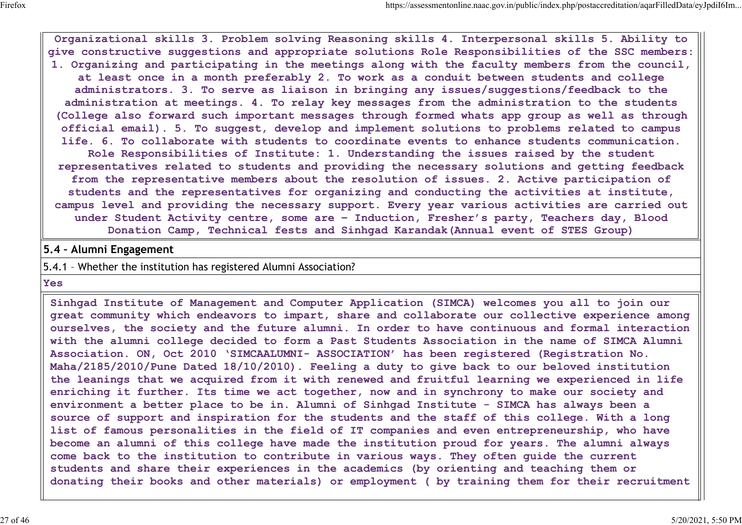Organizational skills 3. Problem solving Reasoning skills 4. Interpersonal skills 5. Ability to give constructive suggestions and appropriate solutions Role Responsibilities of the SSC members: 1. Organizing and participating in the meetings along with the faculty members from the council, at least once in a month preferably 2. To work as a conduit between students and college administrators. 3. To serve as liaison in bringing any issues/suggestions/feedback to the administration at meetings. 4. To relay key messages from the administration to the students (College also forward such important messages through formed whats app group as well as through official email). 5. To suggest, develop and implement solutions to problems related to campus life. 6. To collaborate with students to coordinate events to enhance students communication. Role Responsibilities of Institute: 1. Understanding the issues raised by the student representatives related to students and providing the necessary solutions and getting feedback from the representative members about the resolution of issues. 2. Active participation of students and the representatives for organizing and conducting the activities at institute, campus level and providing the necessary support. Every year various activities are carried out under Student Activity centre, some are – Induction, Fresher's party, Teachers day, Blood Donation Camp, Technical fests and Sinhgad Karandak(Annual event of STES Group)

## 5.4 – Alumni Engagement

5.4.1 – Whether the institution has registered Alumni Association?

**Yes**

Sinhgad Institute of Management and Computer Application (SIMCA) welcomes you all to join our great community which endeavors to impart, share and collaborate our collective experience among ourselves, the society and the future alumni. In order to have continuous and formal interaction with the alumni college decided to form a Past Students Association in the name of SIMCA Alumni Association. ON, Oct 2010 'SIMCAALUMNI- ASSOCIATION' has been registered (Registration No. Maha/2185/2010/Pune Dated 18/10/2010). Feeling a duty to give back to our beloved institution the leanings that we acquired from it with renewed and fruitful learning we experienced in life enriching it further. Its time we act together, now and in synchrony to make our society and environment a better place to be in. Alumni of Sinhgad Institute - SIMCA has always been a source of support and inspiration for the students and the staff of this college. With a long list of famous personalities in the field of IT companies and even entrepreneurship, who have become an alumni of this college have made the institution proud for years. The alumni always come back to the institution to contribute in various ways. They often guide the current students and share their experiences in the academics (by orienting and teaching them or donating their books and other materials) or employment ( by training them for their recruitment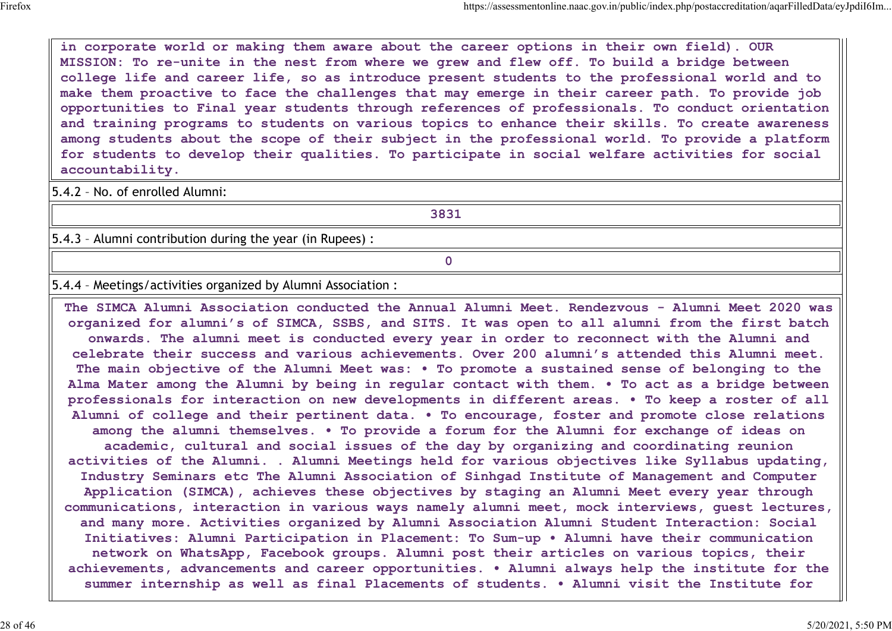in corporate world or making them aware about the career options in their own field). OUR MISSION: To re-unite in the nest from where we grew and flew off. To build a bridge between college life and career life, so as introduce present students to the professional world and to make them proactive to face the challenges that may emerge in their career path. To provide job opportunities to Final year students through references of professionals. To conduct orientation and training programs to students on various topics to enhance their skills. To create awareness among students about the scope of their subject in the professional world. To provide a platform for students to develop their qualities. To participate in social welfare activities for social accountability.

5.4.2 – No. of enrolled Alumni:

| 3831 |
|---|

5.4.3 – Alumni contribution during the year (in Rupees) :

| 0 |
|---|

5.4.4 – Meetings/activities organized by Alumni Association :

The SIMCA Alumni Association conducted the Annual Alumni Meet. Rendezvous - Alumni Meet 2020 was organized for alumni's of SIMCA, SSBS, and SITS. It was open to all alumni from the first batch onwards. The alumni meet is conducted every year in order to reconnect with the Alumni and celebrate their success and various achievements. Over 200 alumni's attended this Alumni meet. The main objective of the Alumni Meet was: • To promote a sustained sense of belonging to the Alma Mater among the Alumni by being in regular contact with them. • To act as a bridge between professionals for interaction on new developments in different areas. • To keep a roster of all Alumni of college and their pertinent data. • To encourage, foster and promote close relations among the alumni themselves. • To provide a forum for the Alumni for exchange of ideas on academic, cultural and social issues of the day by organizing and coordinating reunion activities of the Alumni. . Alumni Meetings held for various objectives like Syllabus updating, Industry Seminars etc The Alumni Association of Sinhgad Institute of Management and Computer Application (SIMCA), achieves these objectives by staging an Alumni Meet every year through communications, interaction in various ways namely alumni meet, mock interviews, guest lectures, and many more. Activities organized by Alumni Association Alumni Student Interaction: Social Initiatives: Alumni Participation in Placement: To Sum-up • Alumni have their communication network on WhatsApp, Facebook groups. Alumni post their articles on various topics, their achievements, advancements and career opportunities. • Alumni always help the institute for the summer internship as well as final Placements of students. • Alumni visit the Institute for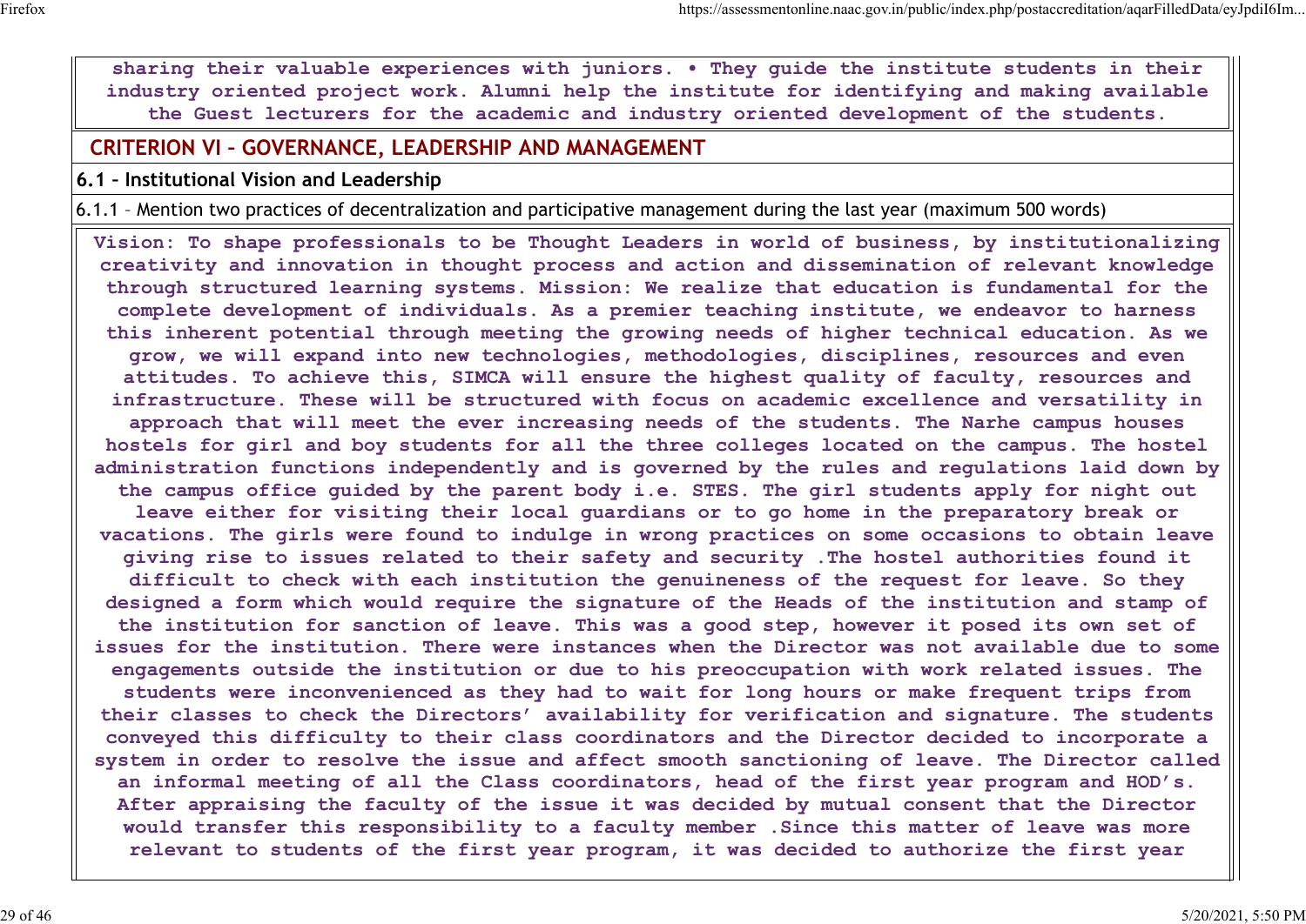sharing their valuable experiences with juniors. • They guide the institute students in their industry oriented project work. Alumni help the institute for identifying and making available the Guest lecturers for the academic and industry oriented development of the students.

## CRITERION VI – GOVERNANCE, LEADERSHIP AND MANAGEMENT

### 6.1 – Institutional Vision and Leadership

6.1.1 – Mention two practices of decentralization and participative management during the last year (maximum 500 words)

Vision: To shape professionals to be Thought Leaders in world of business, by institutionalizing creativity and innovation in thought process and action and dissemination of relevant knowledge through structured learning systems. Mission: We realize that education is fundamental for the complete development of individuals. As a premier teaching institute, we endeavor to harness this inherent potential through meeting the growing needs of higher technical education. As we grow, we will expand into new technologies, methodologies, disciplines, resources and even attitudes. To achieve this, SIMCA will ensure the highest quality of faculty, resources and infrastructure. These will be structured with focus on academic excellence and versatility in approach that will meet the ever increasing needs of the students. The Narhe campus houses hostels for girl and boy students for all the three colleges located on the campus. The hostel administration functions independently and is governed by the rules and regulations laid down by the campus office guided by the parent body i.e. STES. The girl students apply for night out leave either for visiting their local guardians or to go home in the preparatory break or vacations. The girls were found to indulge in wrong practices on some occasions to obtain leave giving rise to issues related to their safety and security .The hostel authorities found it difficult to check with each institution the genuineness of the request for leave. So they designed a form which would require the signature of the Heads of the institution and stamp of the institution for sanction of leave. This was a good step, however it posed its own set of issues for the institution. There were instances when the Director was not available due to some engagements outside the institution or due to his preoccupation with work related issues. The students were inconvenienced as they had to wait for long hours or make frequent trips from their classes to check the Directors' availability for verification and signature. The students conveyed this difficulty to their class coordinators and the Director decided to incorporate a system in order to resolve the issue and affect smooth sanctioning of leave. The Director called an informal meeting of all the Class coordinators, head of the first year program and HOD's. After appraising the faculty of the issue it was decided by mutual consent that the Director would transfer this responsibility to a faculty member .Since this matter of leave was more relevant to students of the first year program, it was decided to authorize the first year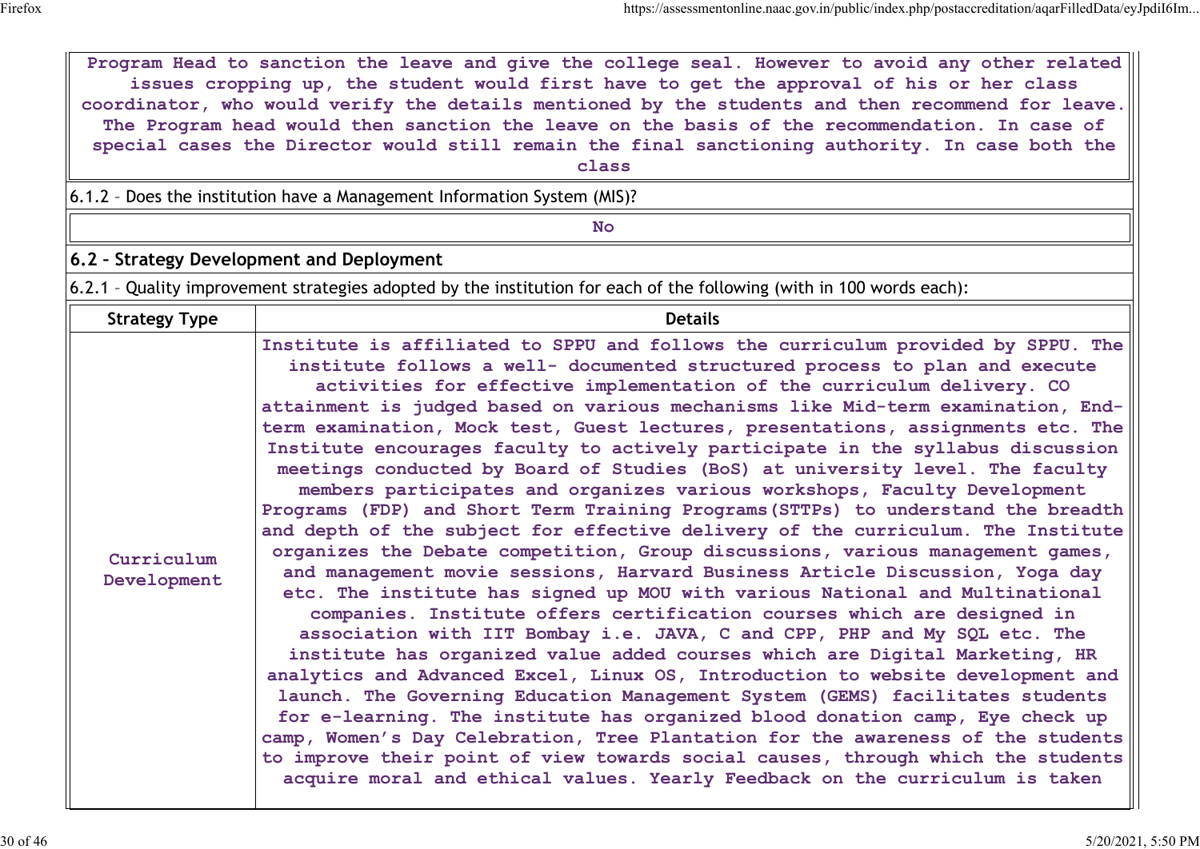| Program Head to sanction the leave and give the college seal. However to avoid any other related issues cropping up, the student would first have to get the approval of his or her class coordinator, who would verify the details mentioned by the students and then recommend for leave. The Program head would then sanction the leave on the basis of the recommendation. In case of special cases the Director would still remain the final sanctioning authority. In case both the class |
|---|

6.1.2 – Does the institution have a Management Information System (MIS)?

| No |
|---|

## 6.2 – Strategy Development and Deployment

6.2.1 – Quality improvement strategies adopted by the institution for each of the following (with in 100 words each):

| Strategy Type | Details |
|---|---|
| Curriculum Development | Institute is affiliated to SPPU and follows the curriculum provided by SPPU. The institute follows a well- documented structured process to plan and execute activities for effective implementation of the curriculum delivery. CO attainment is judged based on various mechanisms like Mid-term examination, End-term examination, Mock test, Guest lectures, presentations, assignments etc. The Institute encourages faculty to actively participate in the syllabus discussion meetings conducted by Board of Studies (BoS) at university level. The faculty members participates and organizes various workshops, Faculty Development Programs (FDP) and Short Term Training Programs(STTPs) to understand the breadth and depth of the subject for effective delivery of the curriculum. The Institute organizes the Debate competition, Group discussions, various management games, and management movie sessions, Harvard Business Article Discussion, Yoga day etc. The institute has signed up MOU with various National and Multinational companies. Institute offers certification courses which are designed in association with IIT Bombay i.e. JAVA, C and CPP, PHP and My SQL etc. The institute has organized value added courses which are Digital Marketing, HR analytics and Advanced Excel, Linux OS, Introduction to website development and launch. The Governing Education Management System (GEMS) facilitates students for e-learning. The institute has organized blood donation camp, Eye check up camp, Women's Day Celebration, Tree Plantation for the awareness of the students to improve their point of view towards social causes, through which the students acquire moral and ethical values. Yearly Feedback on the curriculum is taken |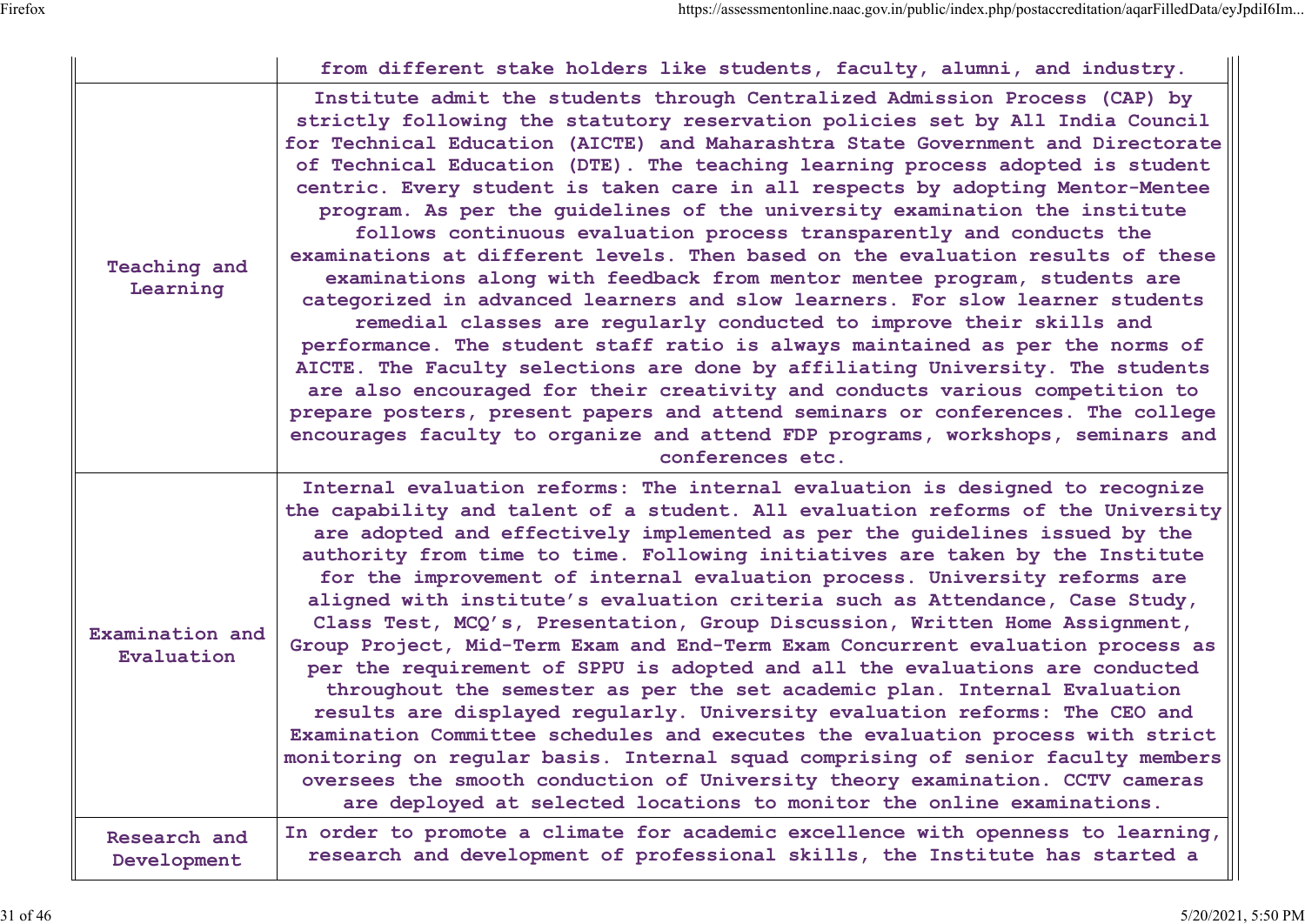| | |
|---|---|
| | from different stake holders like students, faculty, alumni, and industry. |
| Teaching and Learning | Institute admit the students through Centralized Admission Process (CAP) by strictly following the statutory reservation policies set by All India Council for Technical Education (AICTE) and Maharashtra State Government and Directorate of Technical Education (DTE). The teaching learning process adopted is student centric. Every student is taken care in all respects by adopting Mentor-Mentee program. As per the guidelines of the university examination the institute follows continuous evaluation process transparently and conducts the examinations at different levels. Then based on the evaluation results of these examinations along with feedback from mentor mentee program, students are categorized in advanced learners and slow learners. For slow learner students remedial classes are regularly conducted to improve their skills and performance. The student staff ratio is always maintained as per the norms of AICTE. The Faculty selections are done by affiliating University. The students are also encouraged for their creativity and conducts various competition to prepare posters, present papers and attend seminars or conferences. The college encourages faculty to organize and attend FDP programs, workshops, seminars and conferences etc. |
| Examination and Evaluation | Internal evaluation reforms: The internal evaluation is designed to recognize the capability and talent of a student. All evaluation reforms of the University are adopted and effectively implemented as per the guidelines issued by the authority from time to time. Following initiatives are taken by the Institute for the improvement of internal evaluation process. University reforms are aligned with institute's evaluation criteria such as Attendance, Case Study, Class Test, MCQ's, Presentation, Group Discussion, Written Home Assignment, Group Project, Mid-Term Exam and End-Term Exam Concurrent evaluation process as per the requirement of SPPU is adopted and all the evaluations are conducted throughout the semester as per the set academic plan. Internal Evaluation results are displayed regularly. University evaluation reforms: The CEO and Examination Committee schedules and executes the evaluation process with strict monitoring on regular basis. Internal squad comprising of senior faculty members oversees the smooth conduction of University theory examination. CCTV cameras are deployed at selected locations to monitor the online examinations. |
| Research and Development | In order to promote a climate for academic excellence with openness to learning, research and development of professional skills, the Institute has started a |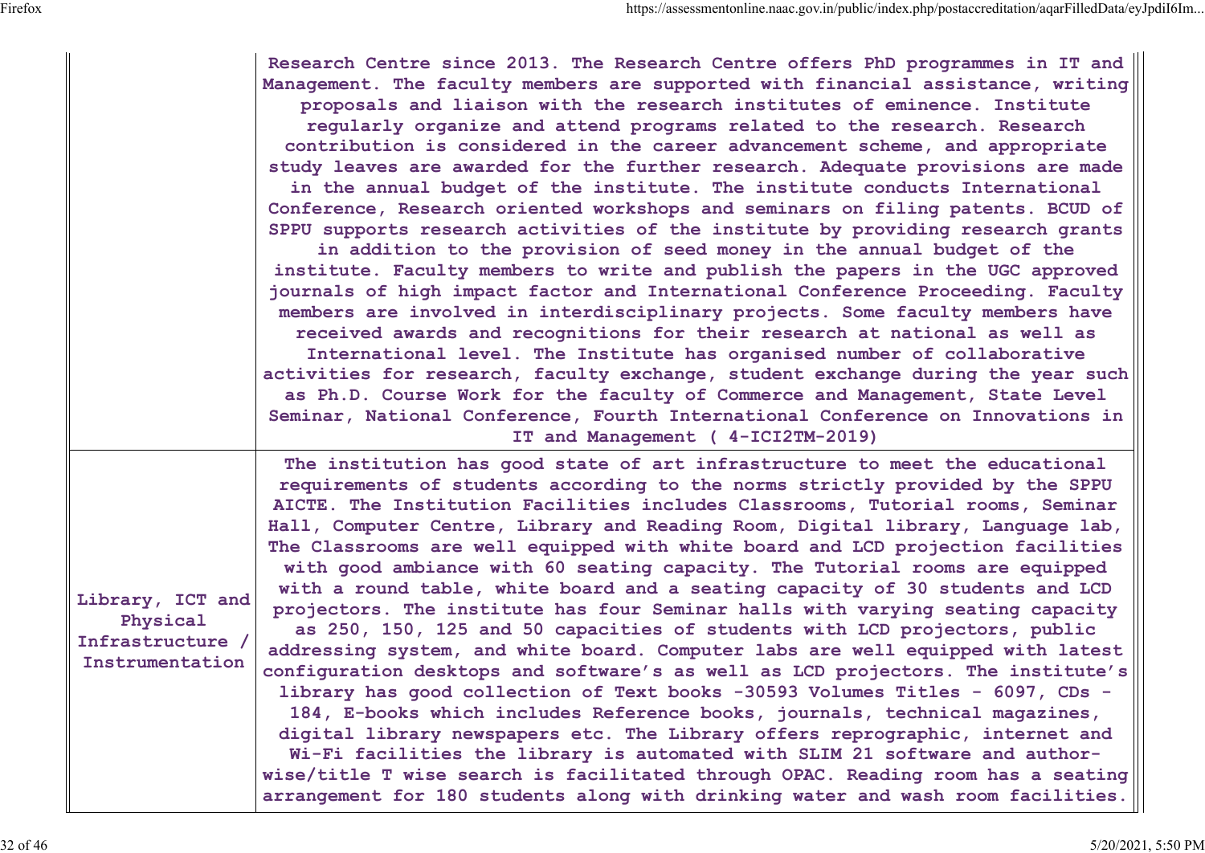| | |
|---|---|
| | Research Centre since 2013. The Research Centre offers PhD programmes in IT and Management. The faculty members are supported with financial assistance, writing proposals and liaison with the research institutes of eminence. Institute regularly organize and attend programs related to the research. Research contribution is considered in the career advancement scheme, and appropriate study leaves are awarded for the further research. Adequate provisions are made in the annual budget of the institute. The institute conducts International Conference, Research oriented workshops and seminars on filing patents. BCUD of SPPU supports research activities of the institute by providing research grants in addition to the provision of seed money in the annual budget of the institute. Faculty members to write and publish the papers in the UGC approved journals of high impact factor and International Conference Proceeding. Faculty members are involved in interdisciplinary projects. Some faculty members have received awards and recognitions for their research at national as well as International level. The Institute has organised number of collaborative activities for research, faculty exchange, student exchange during the year such as Ph.D. Course Work for the faculty of Commerce and Management, State Level Seminar, National Conference, Fourth International Conference on Innovations in IT and Management ( 4-ICI2TM-2019) |
| Library, ICT and Physical Infrastructure / Instrumentation | The institution has good state of art infrastructure to meet the educational requirements of students according to the norms strictly provided by the SPPU AICTE. The Institution Facilities includes Classrooms, Tutorial rooms, Seminar Hall, Computer Centre, Library and Reading Room, Digital library, Language lab, The Classrooms are well equipped with white board and LCD projection facilities with good ambiance with 60 seating capacity. The Tutorial rooms are equipped with a round table, white board and a seating capacity of 30 students and LCD projectors. The institute has four Seminar halls with varying seating capacity as 250, 150, 125 and 50 capacities of students with LCD projectors, public addressing system, and white board. Computer labs are well equipped with latest configuration desktops and software's as well as LCD projectors. The institute's library has good collection of Text books -30593 Volumes Titles - 6097, CDs - 184, E-books which includes Reference books, journals, technical magazines, digital library newspapers etc. The Library offers reprographic, internet and Wi-Fi facilities the library is automated with SLIM 21 software and author-wise/title T wise search is facilitated through OPAC. Reading room has a seating arrangement for 180 students along with drinking water and wash room facilities. |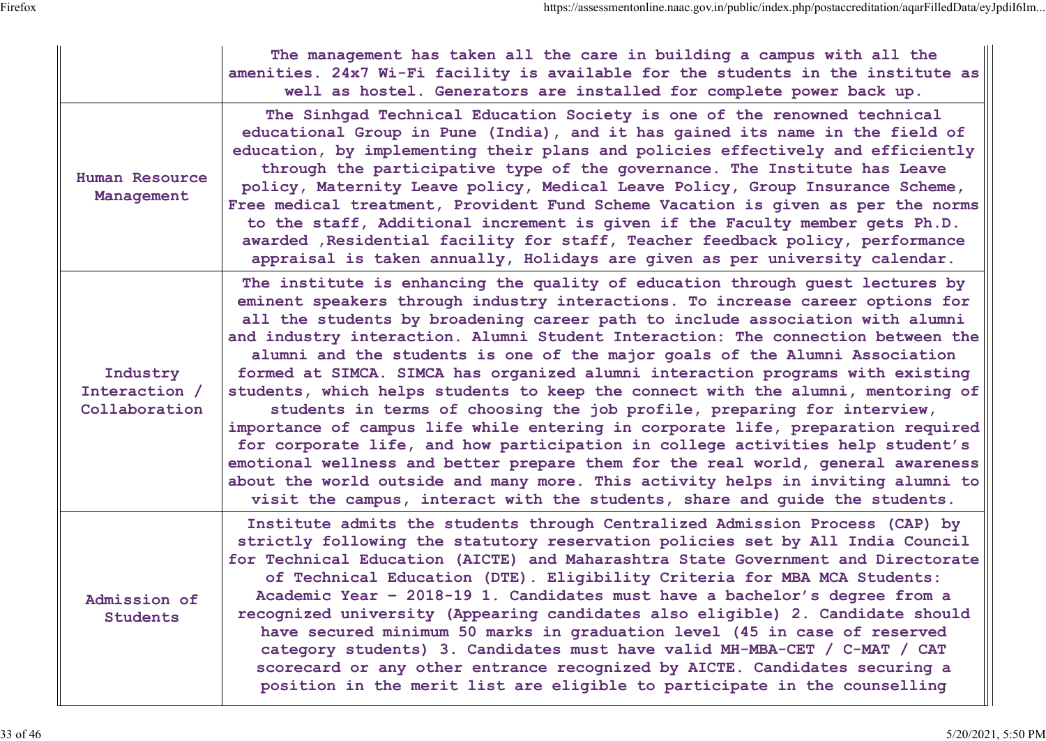| | |
|---|---|
| | The management has taken all the care in building a campus with all the amenities. 24x7 Wi-Fi facility is available for the students in the institute as well as hostel. Generators are installed for complete power back up. |
| Human Resource Management | The Sinhgad Technical Education Society is one of the renowned technical educational Group in Pune (India), and it has gained its name in the field of education, by implementing their plans and policies effectively and efficiently through the participative type of the governance. The Institute has Leave policy, Maternity Leave policy, Medical Leave Policy, Group Insurance Scheme, Free medical treatment, Provident Fund Scheme Vacation is given as per the norms to the staff, Additional increment is given if the Faculty member gets Ph.D. awarded ,Residential facility for staff, Teacher feedback policy, performance appraisal is taken annually, Holidays are given as per university calendar. |
| Industry Interaction / Collaboration | The institute is enhancing the quality of education through guest lectures by eminent speakers through industry interactions. To increase career options for all the students by broadening career path to include association with alumni and industry interaction. Alumni Student Interaction: The connection between the alumni and the students is one of the major goals of the Alumni Association formed at SIMCA. SIMCA has organized alumni interaction programs with existing students, which helps students to keep the connect with the alumni, mentoring of students in terms of choosing the job profile, preparing for interview, importance of campus life while entering in corporate life, preparation required for corporate life, and how participation in college activities help student's emotional wellness and better prepare them for the real world, general awareness about the world outside and many more. This activity helps in inviting alumni to visit the campus, interact with the students, share and guide the students. |
| Admission of Students | Institute admits the students through Centralized Admission Process (CAP) by strictly following the statutory reservation policies set by All India Council for Technical Education (AICTE) and Maharashtra State Government and Directorate of Technical Education (DTE). Eligibility Criteria for MBA MCA Students: Academic Year - 2018-19 1. Candidates must have a bachelor's degree from a recognized university (Appearing candidates also eligible) 2. Candidate should have secured minimum 50 marks in graduation level (45 in case of reserved category students) 3. Candidates must have valid MH-MBA-CET / C-MAT / CAT scorecard or any other entrance recognized by AICTE. Candidates securing a position in the merit list are eligible to participate in the counselling |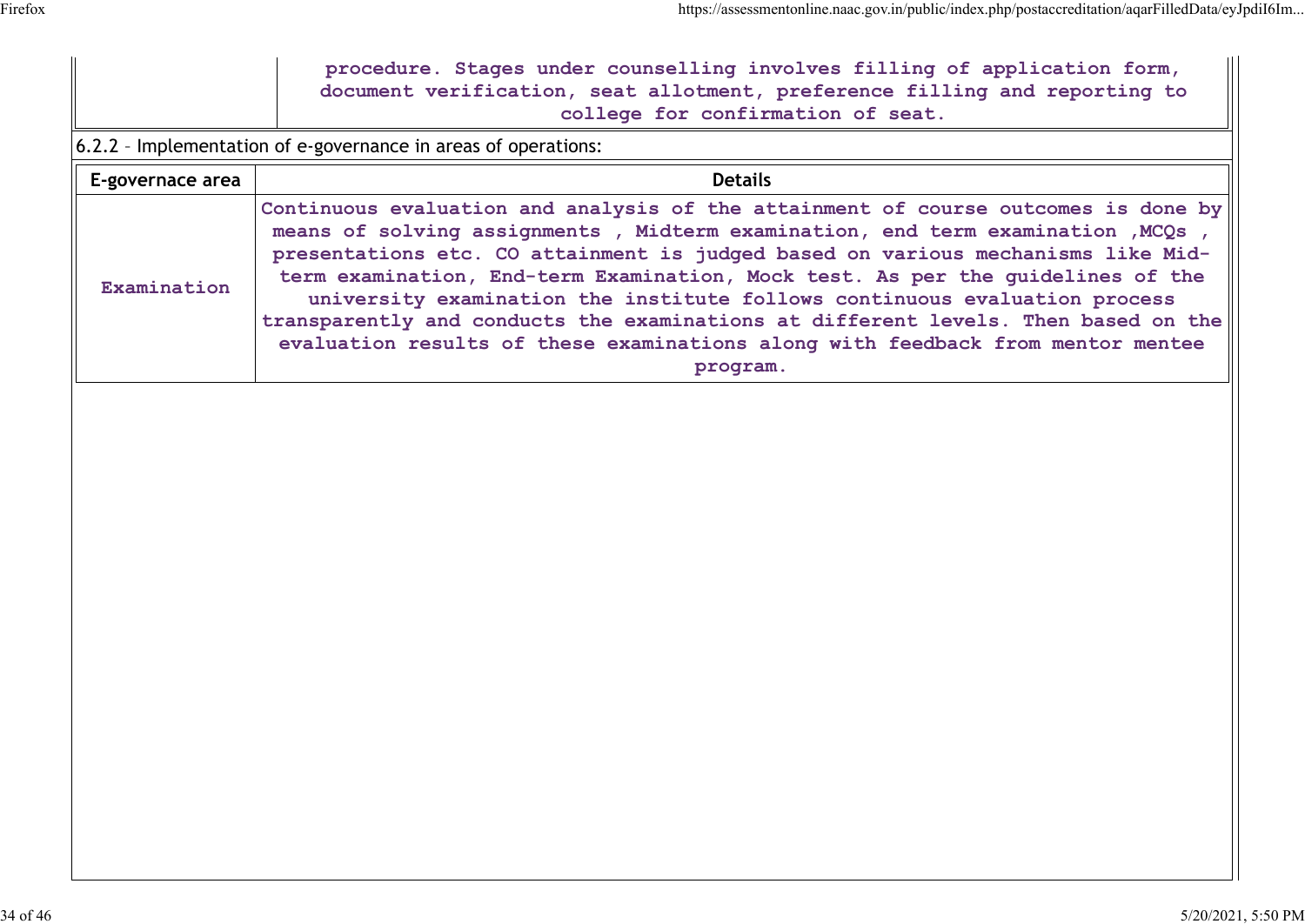| | |
|---|---|
| | procedure. Stages under counselling involves filling of application form, document verification, seat allotment, preference filling and reporting to college for confirmation of seat. |

6.2.2 – Implementation of e-governance in areas of operations:

| E-governace area | Details |
|---|---|
| Examination | Continuous evaluation and analysis of the attainment of course outcomes is done by means of solving assignments , Midterm examination, end term examination ,MCQs , presentations etc. CO attainment is judged based on various mechanisms like Mid-term examination, End-term Examination, Mock test. As per the guidelines of the university examination the institute follows continuous evaluation process transparently and conducts the examinations at different levels. Then based on the evaluation results of these examinations along with feedback from mentor mentee program. |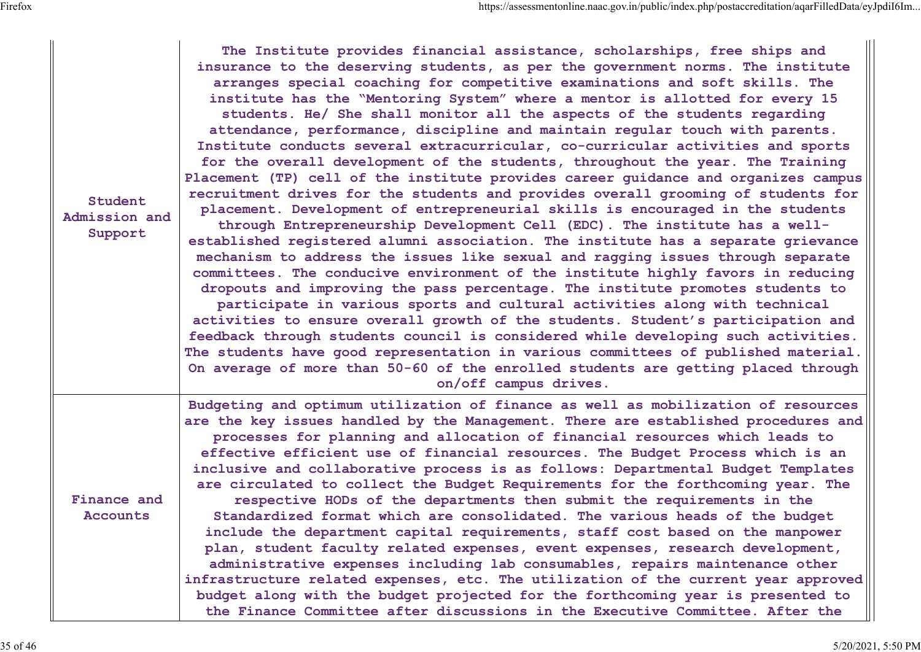| | |
|---|---|
| Student Admission and Support | The Institute provides financial assistance, scholarships, free ships and insurance to the deserving students, as per the government norms. The institute arranges special coaching for competitive examinations and soft skills. The institute has the "Mentoring System" where a mentor is allotted for every 15 students. He/ She shall monitor all the aspects of the students regarding attendance, performance, discipline and maintain regular touch with parents. Institute conducts several extracurricular, co-curricular activities and sports for the overall development of the students, throughout the year. The Training Placement (TP) cell of the institute provides career guidance and organizes campus recruitment drives for the students and provides overall grooming of students for placement. Development of entrepreneurial skills is encouraged in the students through Entrepreneurship Development Cell (EDC). The institute has a well-established registered alumni association. The institute has a separate grievance mechanism to address the issues like sexual and ragging issues through separate committees. The conducive environment of the institute highly favors in reducing dropouts and improving the pass percentage. The institute promotes students to participate in various sports and cultural activities along with technical activities to ensure overall growth of the students. Student's participation and feedback through students council is considered while developing such activities. The students have good representation in various committees of published material. On average of more than 50-60 of the enrolled students are getting placed through on/off campus drives. |
| Finance and Accounts | Budgeting and optimum utilization of finance as well as mobilization of resources are the key issues handled by the Management. There are established procedures and processes for planning and allocation of financial resources which leads to effective efficient use of financial resources. The Budget Process which is an inclusive and collaborative process is as follows: Departmental Budget Templates are circulated to collect the Budget Requirements for the forthcoming year. The respective HODs of the departments then submit the requirements in the Standardized format which are consolidated. The various heads of the budget include the department capital requirements, staff cost based on the manpower plan, student faculty related expenses, event expenses, research development, administrative expenses including lab consumables, repairs maintenance other infrastructure related expenses, etc. The utilization of the current year approved budget along with the budget projected for the forthcoming year is presented to the Finance Committee after discussions in the Executive Committee. After the |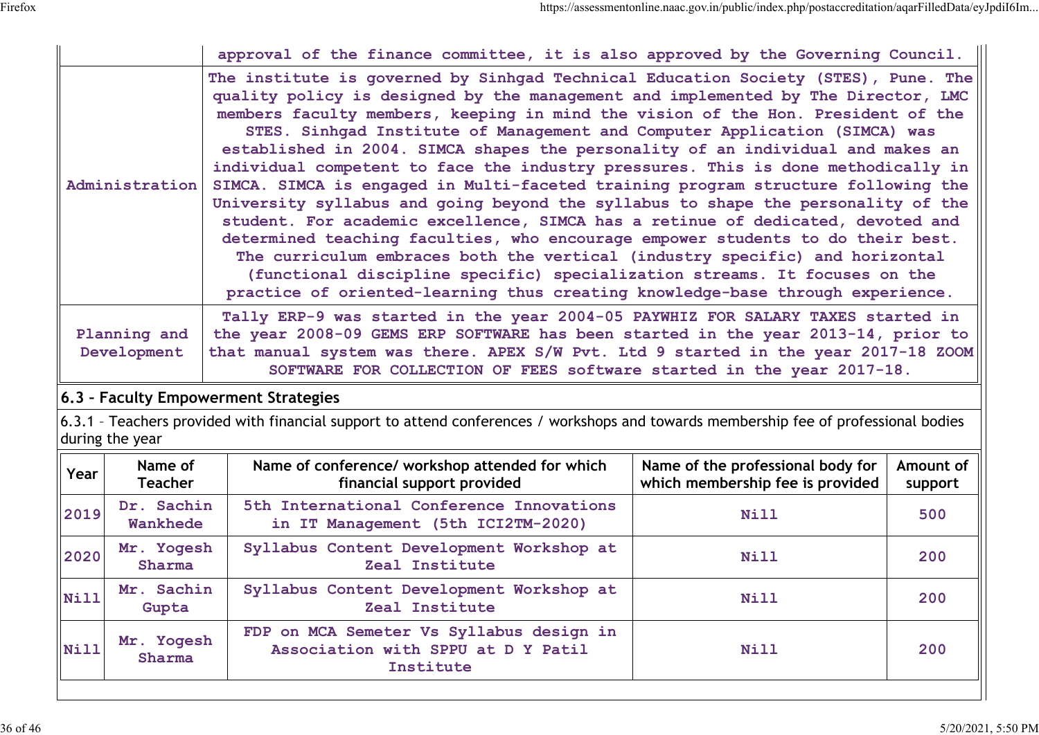| | |
|---|---|
| | approval of the finance committee, it is also approved by the Governing Council. |
| Administration | The institute is governed by Sinhgad Technical Education Society (STES), Pune. The quality policy is designed by the management and implemented by The Director, LMC members faculty members, keeping in mind the vision of the Hon. President of the STES. Sinhgad Institute of Management and Computer Application (SIMCA) was established in 2004. SIMCA shapes the personality of an individual and makes an individual competent to face the industry pressures. This is done methodically in SIMCA. SIMCA is engaged in Multi-faceted training program structure following the University syllabus and going beyond the syllabus to shape the personality of the student. For academic excellence, SIMCA has a retinue of dedicated, devoted and determined teaching faculties, who encourage empower students to do their best. The curriculum embraces both the vertical (industry specific) and horizontal (functional discipline specific) specialization streams. It focuses on the practice of oriented-learning thus creating knowledge-base through experience. |
| Planning and Development | Tally ERP-9 was started in the year 2004-05 PAYWHIZ FOR SALARY TAXES started in the year 2008-09 GEMS ERP SOFTWARE has been started in the year 2013-14, prior to that manual system was there. APEX S/W Pvt. Ltd 9 started in the year 2017-18 ZOOM SOFTWARE FOR COLLECTION OF FEES software started in the year 2017-18. |

## 6.3 – Faculty Empowerment Strategies

6.3.1 – Teachers provided with financial support to attend conferences / workshops and towards membership fee of professional bodies during the year

| Year | Name of Teacher | Name of conference/ workshop attended for which financial support provided | Name of the professional body for which membership fee is provided | Amount of support |
|---|---|---|---|---|
| 2019 | Dr. Sachin Wankhede | 5th International Conference Innovations in IT Management (5th ICI2TM-2020) | Nill | 500 |
| 2020 | Mr. Yogesh Sharma | Syllabus Content Development Workshop at Zeal Institute | Nill | 200 |
| Nill | Mr. Sachin Gupta | Syllabus Content Development Workshop at Zeal Institute | Nill | 200 |
| Nill | Mr. Yogesh Sharma | FDP on MCA Semeter Vs Syllabus design in Association with SPPU at D Y Patil Institute | Nill | 200 |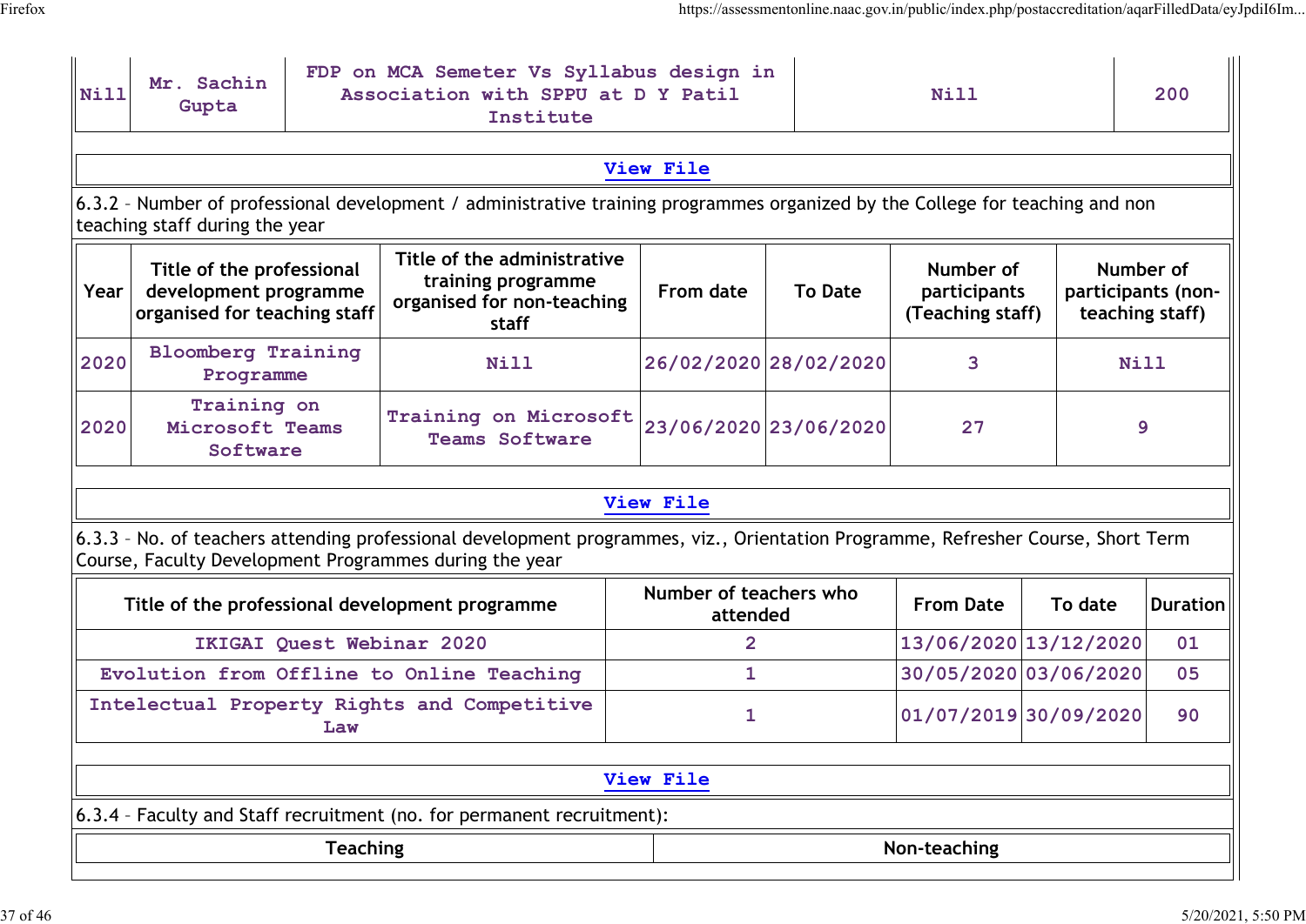| Nill | Mr. Sachin Gupta | FDP on MCA Semeter Vs Syllabus design in Association with SPPU at D Y Patil Institute | Nill | 200 |
|---|---|---|---|---|

View File

6.3.2 – Number of professional development / administrative training programmes organized by the College for teaching and non teaching staff during the year

| Year | Title of the professional development programme organised for teaching staff | Title of the administrative training programme organised for non-teaching staff | From date | To Date | Number of participants (Teaching staff) | Number of participants (non-teaching staff) |
|---|---|---|---|---|---|---|
| 2020 | Bloomberg Training Programme | Nill | 26/02/2020 | 28/02/2020 | 3 | Nill |
| 2020 | Training on Microsoft Teams Software | Training on Microsoft Teams Software | 23/06/2020 | 23/06/2020 | 27 | 9 |

View File

6.3.3 – No. of teachers attending professional development programmes, viz., Orientation Programme, Refresher Course, Short Term Course, Faculty Development Programmes during the year

| Title of the professional development programme | Number of teachers who attended | From Date | To date | Duration |
|---|---|---|---|---|
| IKIGAI Quest Webinar 2020 | 2 | 13/06/2020 | 13/12/2020 | 01 |
| Evolution from Offline to Online Teaching | 1 | 30/05/2020 | 03/06/2020 | 05 |
| Intelectual Property Rights and Competitive Law | 1 | 01/07/2019 | 30/09/2020 | 90 |

View File

6.3.4 – Faculty and Staff recruitment (no. for permanent recruitment):

| Teaching | Non-teaching |
|---|---|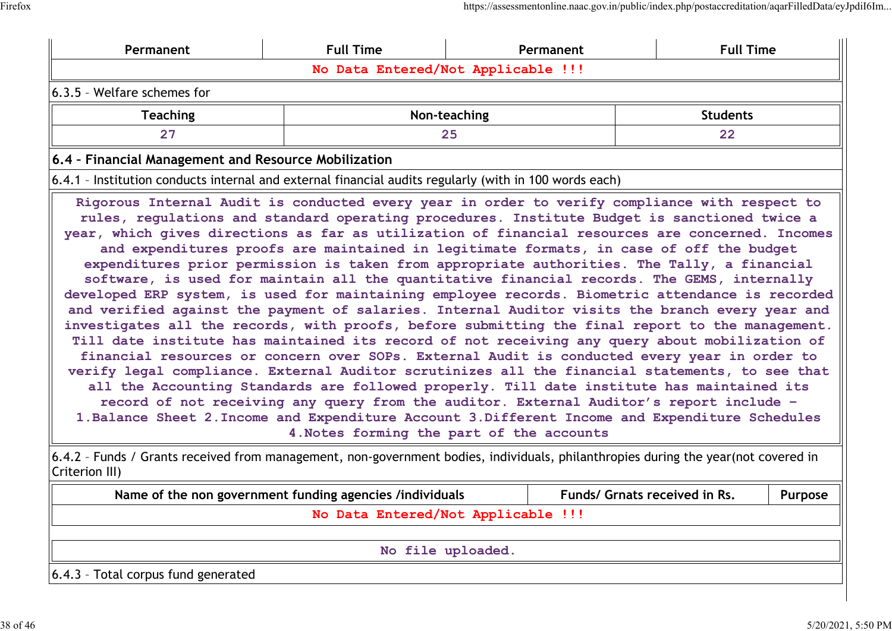| Permanent | Full Time | Permanent | Full Time |
|---|---|---|---|
| No Data Entered/Not Applicable !!! | | | |

6.3.5 – Welfare schemes for

| Teaching | Non-teaching | Students |
|---|---|---|
| 27 | 25 | 22 |

**6.4 – Financial Management and Resource Mobilization**

6.4.1 – Institution conducts internal and external financial audits regularly (with in 100 words each)

Rigorous Internal Audit is conducted every year in order to verify compliance with respect to rules, regulations and standard operating procedures. Institute Budget is sanctioned twice a year, which gives directions as far as utilization of financial resources are concerned. Incomes and expenditures proofs are maintained in legitimate formats, in case of off the budget expenditures prior permission is taken from appropriate authorities. The Tally, a financial software, is used for maintain all the quantitative financial records. The GEMS, internally developed ERP system, is used for maintaining employee records. Biometric attendance is recorded and verified against the payment of salaries. Internal Auditor visits the branch every year and investigates all the records, with proofs, before submitting the final report to the management. Till date institute has maintained its record of not receiving any query about mobilization of financial resources or concern over SOPs. External Audit is conducted every year in order to verify legal compliance. External Auditor scrutinizes all the financial statements, to see that all the Accounting Standards are followed properly. Till date institute has maintained its record of not receiving any query from the auditor. External Auditor's report include – 1.Balance Sheet 2.Income and Expenditure Account 3.Different Income and Expenditure Schedules 4.Notes forming the part of the accounts

6.4.2 – Funds / Grants received from management, non-government bodies, individuals, philanthropies during the year(not covered in Criterion III)

| Name of the non government funding agencies /individuals | Funds/ Grnats received in Rs. | Purpose |
|---|---|---|
| No Data Entered/Not Applicable !!! | | |

No file uploaded.

6.4.3 – Total corpus fund generated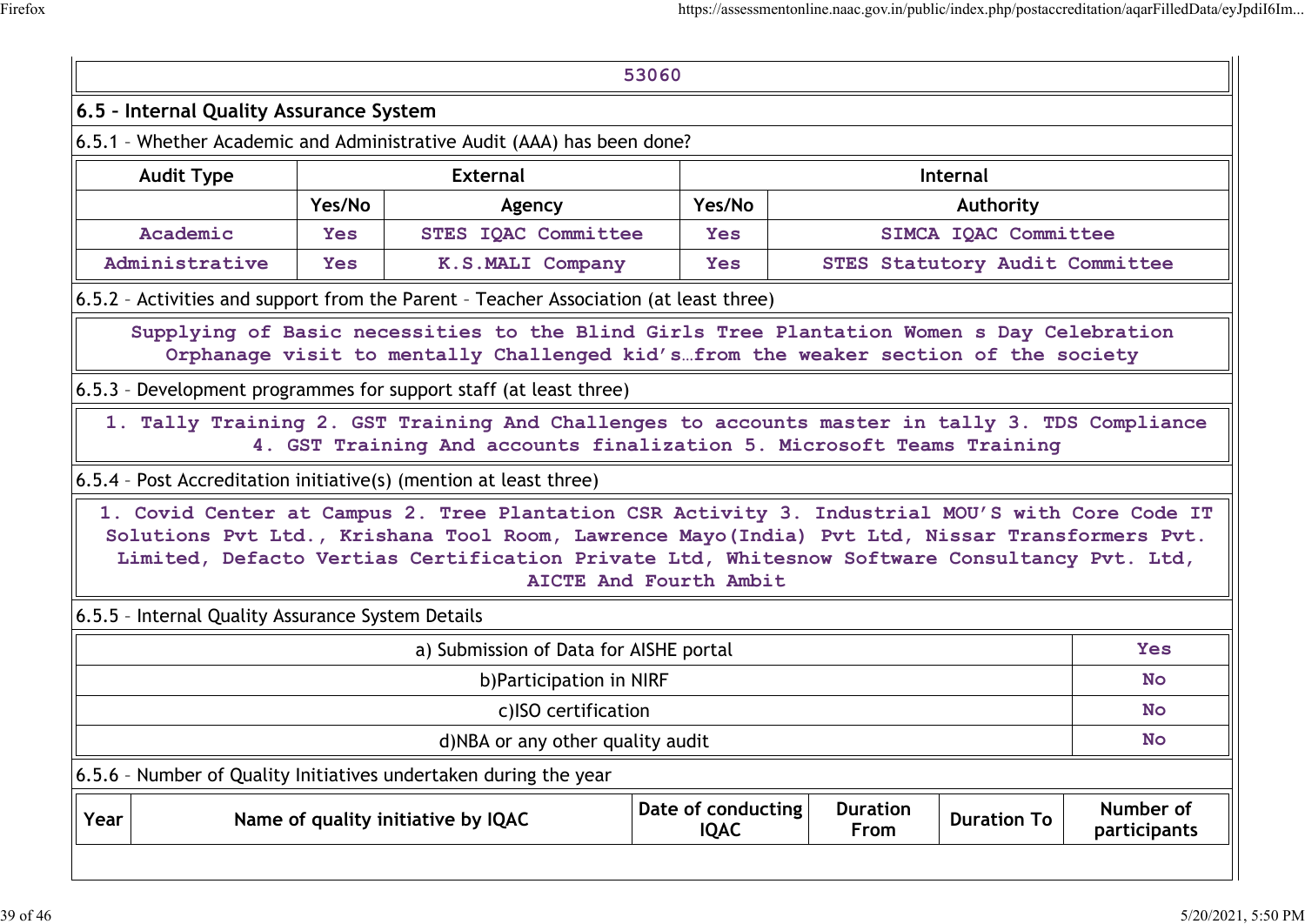| 53060 |
|---|

## 6.5 – Internal Quality Assurance System

6.5.1 – Whether Academic and Administrative Audit (AAA) has been done?

| Audit Type | External | | Internal | |
|---|---|---|---|---|
| | Yes/No | Agency | Yes/No | Authority |
| Academic | Yes | STES IQAC Committee | Yes | SIMCA IQAC Committee |
| Administrative | Yes | K.S.MALI Company | Yes | STES Statutory Audit Committee |

6.5.2 – Activities and support from the Parent – Teacher Association (at least three)

Supplying of Basic necessities to the Blind Girls Tree Plantation Women s Day Celebration Orphanage visit to mentally Challenged kid's…from the weaker section of the society

6.5.3 – Development programmes for support staff (at least three)

1. Tally Training 2. GST Training And Challenges to accounts master in tally 3. TDS Compliance 4. GST Training And accounts finalization 5. Microsoft Teams Training

6.5.4 – Post Accreditation initiative(s) (mention at least three)

1. Covid Center at Campus 2. Tree Plantation CSR Activity 3. Industrial MOU'S with Core Code IT Solutions Pvt Ltd., Krishana Tool Room, Lawrence Mayo(India) Pvt Ltd, Nissar Transformers Pvt. Limited, Defacto Vertias Certification Private Ltd, Whitesnow Software Consultancy Pvt. Ltd, AICTE And Fourth Ambit

6.5.5 – Internal Quality Assurance System Details

| | |
|---|---|
| a) Submission of Data for AISHE portal | Yes |
| b)Participation in NIRF | No |
| c)ISO certification | No |
| d)NBA or any other quality audit | No |

6.5.6 – Number of Quality Initiatives undertaken during the year

| Year | Name of quality initiative by IQAC | Date of conducting IQAC | Duration From | Duration To | Number of participants |
|---|---|---|---|---|---|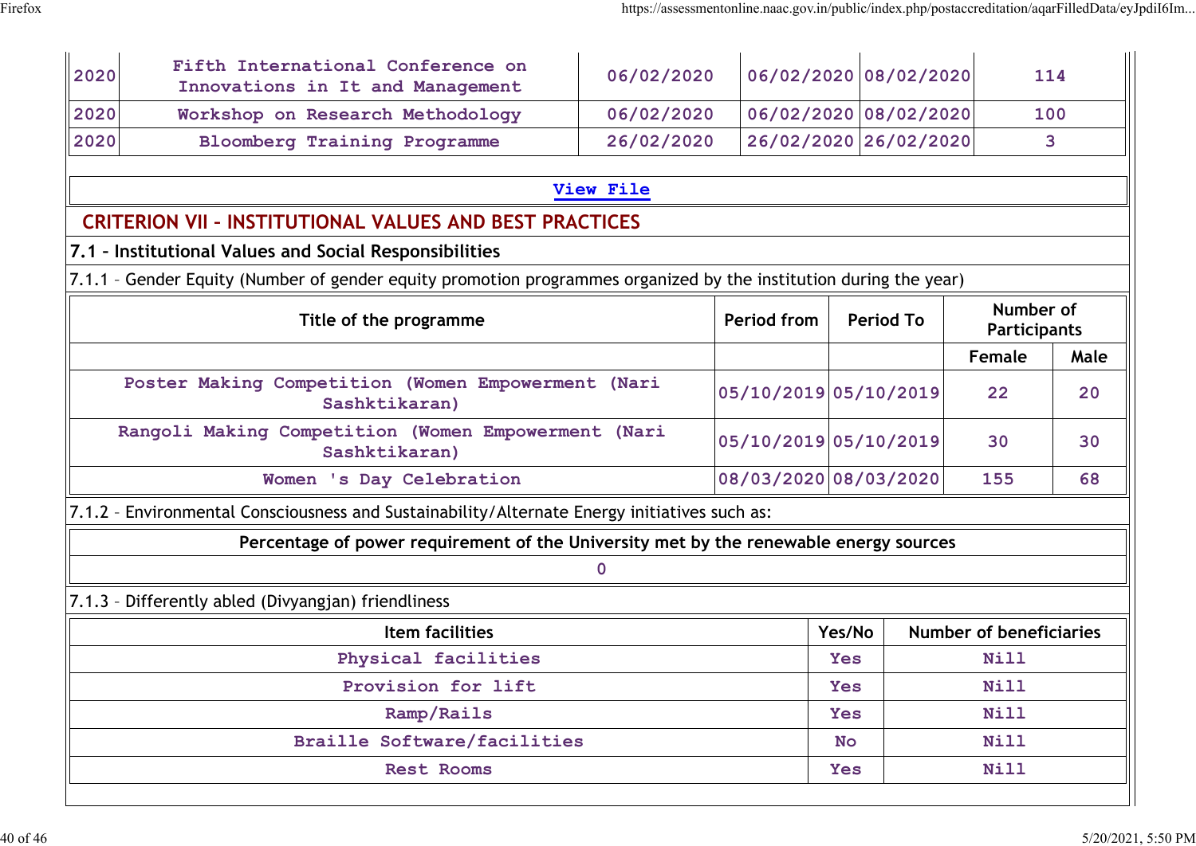| 2020 | Fifth International Conference on Innovations in It and Management | 06/02/2020 | 06/02/2020 | 08/02/2020 | 114 |
|---|---|---|---|---|---|
| 2020 | Workshop on Research Methodology | 06/02/2020 | 06/02/2020 | 08/02/2020 | 100 |
| 2020 | Bloomberg Training Programme | 26/02/2020 | 26/02/2020 | 26/02/2020 | 3 |

View File

## CRITERION VII – INSTITUTIONAL VALUES AND BEST PRACTICES

### 7.1 – Institutional Values and Social Responsibilities

7.1.1 – Gender Equity (Number of gender equity promotion programmes organized by the institution during the year)

| Title of the programme | Period from | Period To | Number of Participants | |
|---|---|---|---|---|
| | | | Female | Male |
| Poster Making Competition (Women Empowerment (Nari Sashktikaran) | 05/10/2019 | 05/10/2019 | 22 | 20 |
| Rangoli Making Competition (Women Empowerment (Nari Sashktikaran) | 05/10/2019 | 05/10/2019 | 30 | 30 |
| Women 's Day Celebration | 08/03/2020 | 08/03/2020 | 155 | 68 |

7.1.2 – Environmental Consciousness and Sustainability/Alternate Energy initiatives such as:

| Percentage of power requirement of the University met by the renewable energy sources |
|---|
| 0 |

7.1.3 – Differently abled (Divyangjan) friendliness

| Item facilities | Yes/No | Number of beneficiaries |
|---|---|---|
| Physical facilities | Yes | Nill |
| Provision for lift | Yes | Nill |
| Ramp/Rails | Yes | Nill |
| Braille Software/facilities | No | Nill |
| Rest Rooms | Yes | Nill |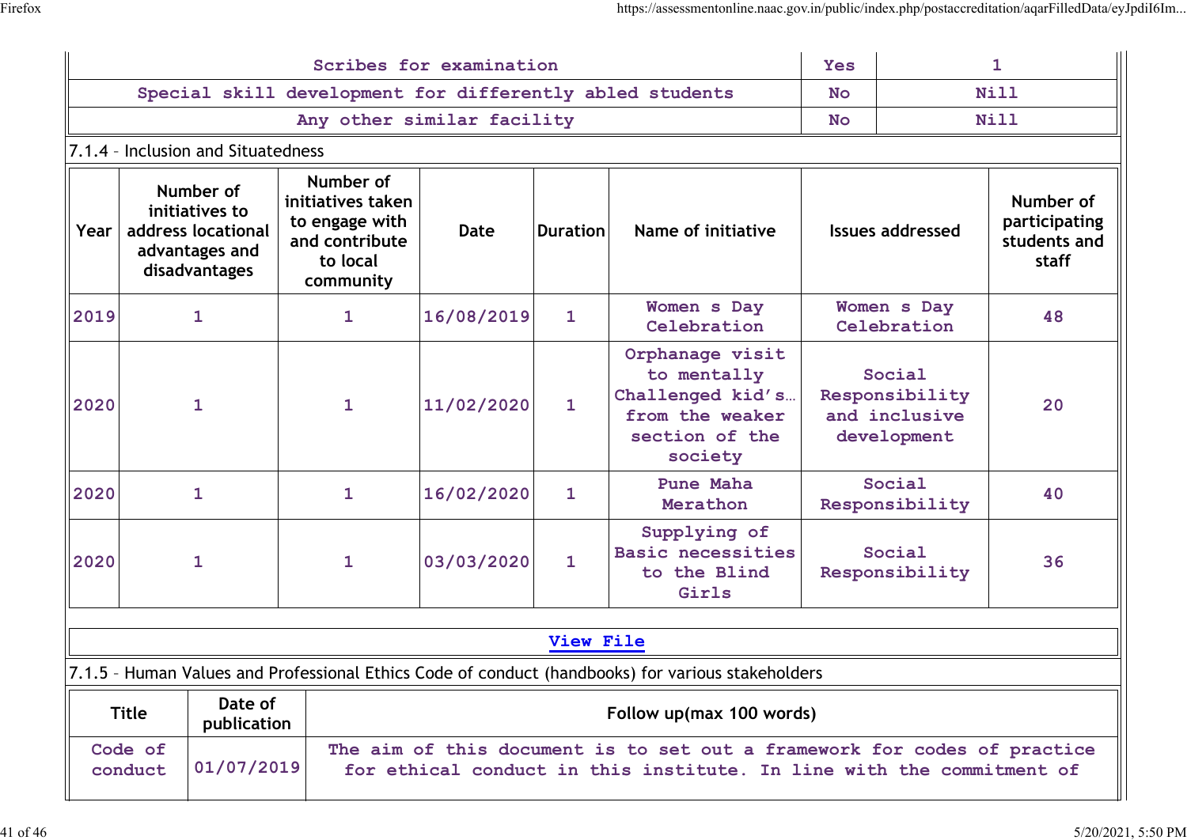| Scribes for examination | Yes | 1 |
|---|---|---|
| Special skill development for differently abled students | No | Nill |
| Any other similar facility | No | Nill |

7.1.4 – Inclusion and Situatedness

| Year | Number of initiatives to address locational advantages and disadvantages | Number of initiatives taken to engage with and contribute to local community | Date | Duration | Name of initiative | Issues addressed | Number of participating students and staff |
|---|---|---|---|---|---|---|---|
| 2019 | 1 | 1 | 16/08/2019 | 1 | Women s Day Celebration | Women s Day Celebration | 48 |
| 2020 | 1 | 1 | 11/02/2020 | 1 | Orphanage visit to mentally Challenged kid's… from the weaker section of the society | Social Responsibility and inclusive development | 20 |
| 2020 | 1 | 1 | 16/02/2020 | 1 | Pune Maha Merathon | Social Responsibility | 40 |
| 2020 | 1 | 1 | 03/03/2020 | 1 | Supplying of Basic necessities to the Blind Girls | Social Responsibility | 36 |

View File

7.1.5 – Human Values and Professional Ethics Code of conduct (handbooks) for various stakeholders

| Title | Date of publication | Follow up(max 100 words) |
|---|---|---|
| Code of conduct | 01/07/2019 | The aim of this document is to set out a framework for codes of practice for ethical conduct in this institute. In line with the commitment of |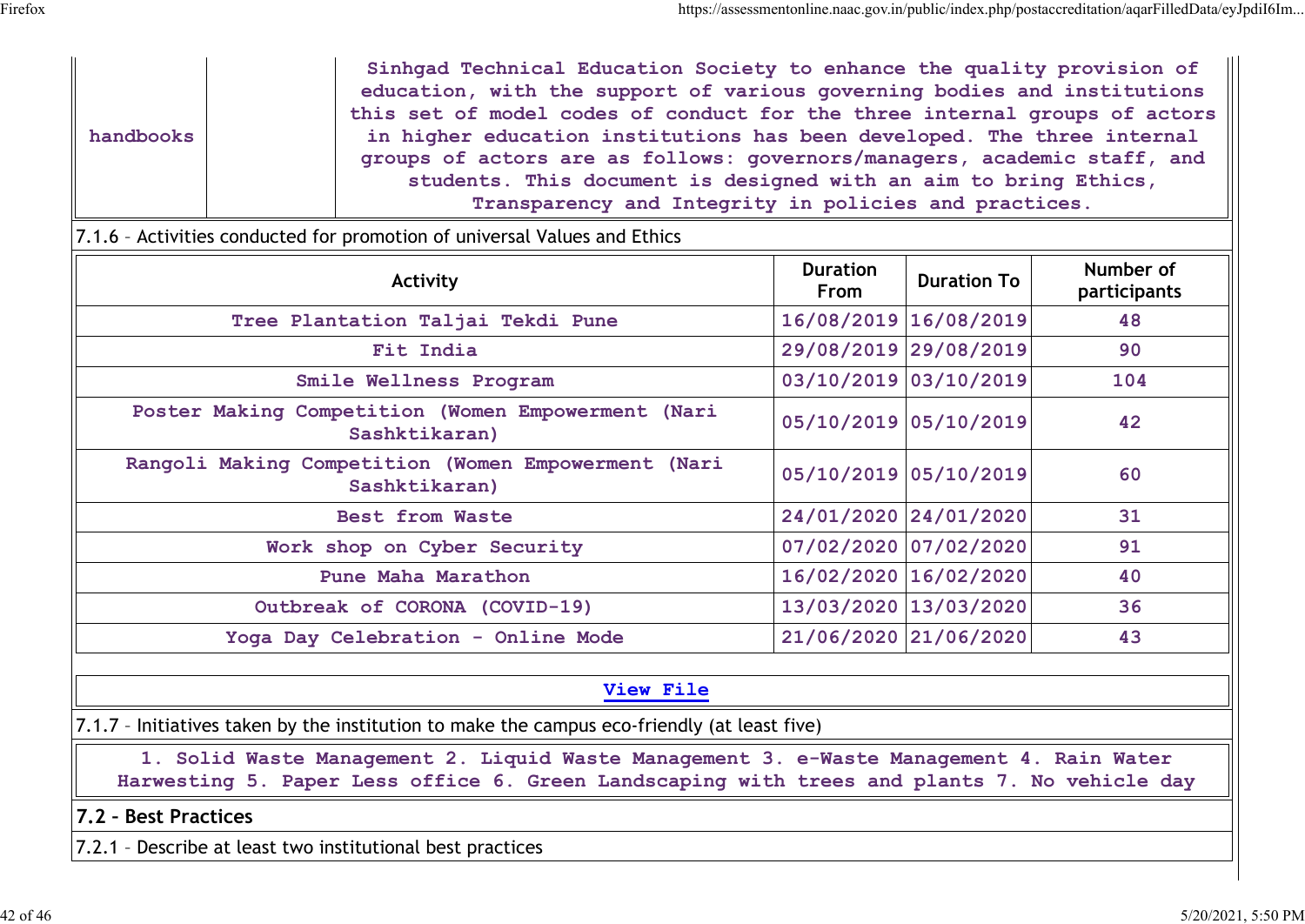| handbooks | | Sinhgad Technical Education Society to enhance the quality provision of education, with the support of various governing bodies and institutions this set of model codes of conduct for the three internal groups of actors in higher education institutions has been developed. The three internal groups of actors are as follows: governors/managers, academic staff, and students. This document is designed with an aim to bring Ethics, Transparency and Integrity in policies and practices. |
|---|---|---|

7.1.6 – Activities conducted for promotion of universal Values and Ethics

| Activity | Duration From | Duration To | Number of participants |
|---|---|---|---|
| Tree Plantation Taljai Tekdi Pune | 16/08/2019 | 16/08/2019 | 48 |
| Fit India | 29/08/2019 | 29/08/2019 | 90 |
| Smile Wellness Program | 03/10/2019 | 03/10/2019 | 104 |
| Poster Making Competition (Women Empowerment (Nari Sashktikaran) | 05/10/2019 | 05/10/2019 | 42 |
| Rangoli Making Competition (Women Empowerment (Nari Sashktikaran) | 05/10/2019 | 05/10/2019 | 60 |
| Best from Waste | 24/01/2020 | 24/01/2020 | 31 |
| Work shop on Cyber Security | 07/02/2020 | 07/02/2020 | 91 |
| Pune Maha Marathon | 16/02/2020 | 16/02/2020 | 40 |
| Outbreak of CORONA (COVID-19) | 13/03/2020 | 13/03/2020 | 36 |
| Yoga Day Celebration - Online Mode | 21/06/2020 | 21/06/2020 | 43 |

View File

7.1.7 – Initiatives taken by the institution to make the campus eco-friendly (at least five)

1. Solid Waste Management 2. Liquid Waste Management 3. e-Waste Management 4. Rain Water Harwesting 5. Paper Less office 6. Green Landscaping with trees and plants 7. No vehicle day

**7.2 – Best Practices**

7.2.1 – Describe at least two institutional best practices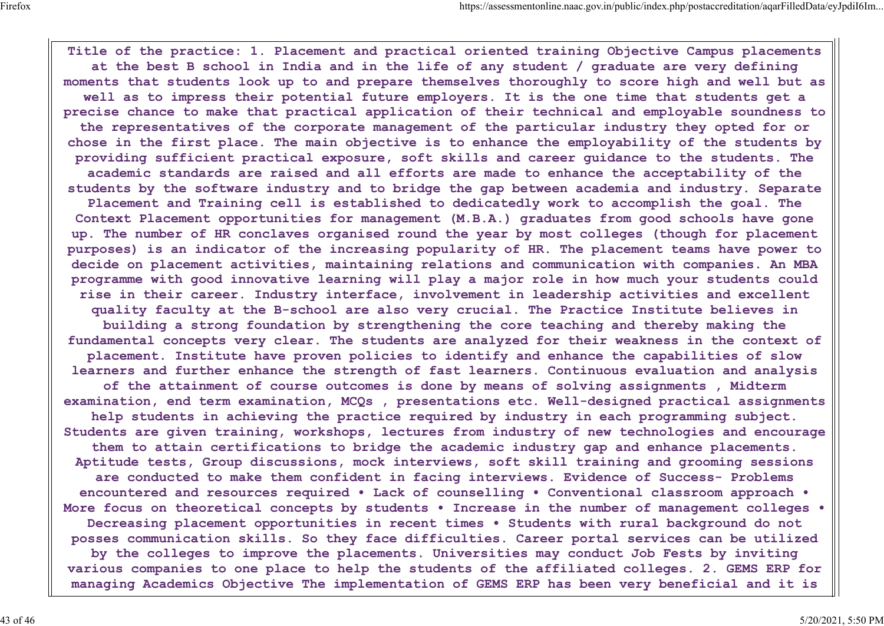Title of the practice: 1. Placement and practical oriented training Objective Campus placements at the best B school in India and in the life of any student / graduate are very defining moments that students look up to and prepare themselves thoroughly to score high and well but as well as to impress their potential future employers. It is the one time that students get a precise chance to make that practical application of their technical and employable soundness to the representatives of the corporate management of the particular industry they opted for or chose in the first place. The main objective is to enhance the employability of the students by providing sufficient practical exposure, soft skills and career guidance to the students. The academic standards are raised and all efforts are made to enhance the acceptability of the students by the software industry and to bridge the gap between academia and industry. Separate Placement and Training cell is established to dedicatedly work to accomplish the goal. The Context Placement opportunities for management (M.B.A.) graduates from good schools have gone up. The number of HR conclaves organised round the year by most colleges (though for placement purposes) is an indicator of the increasing popularity of HR. The placement teams have power to decide on placement activities, maintaining relations and communication with companies. An MBA programme with good innovative learning will play a major role in how much your students could rise in their career. Industry interface, involvement in leadership activities and excellent quality faculty at the B-school are also very crucial. The Practice Institute believes in building a strong foundation by strengthening the core teaching and thereby making the fundamental concepts very clear. The students are analyzed for their weakness in the context of placement. Institute have proven policies to identify and enhance the capabilities of slow learners and further enhance the strength of fast learners. Continuous evaluation and analysis of the attainment of course outcomes is done by means of solving assignments , Midterm examination, end term examination, MCQs , presentations etc. Well-designed practical assignments help students in achieving the practice required by industry in each programming subject. Students are given training, workshops, lectures from industry of new technologies and encourage them to attain certifications to bridge the academic industry gap and enhance placements. Aptitude tests, Group discussions, mock interviews, soft skill training and grooming sessions are conducted to make them confident in facing interviews. Evidence of Success- Problems encountered and resources required • Lack of counselling • Conventional classroom approach • More focus on theoretical concepts by students • Increase in the number of management colleges • Decreasing placement opportunities in recent times • Students with rural background do not posses communication skills. So they face difficulties. Career portal services can be utilized by the colleges to improve the placements. Universities may conduct Job Fests by inviting various companies to one place to help the students of the affiliated colleges. 2. GEMS ERP for managing Academics Objective The implementation of GEMS ERP has been very beneficial and it is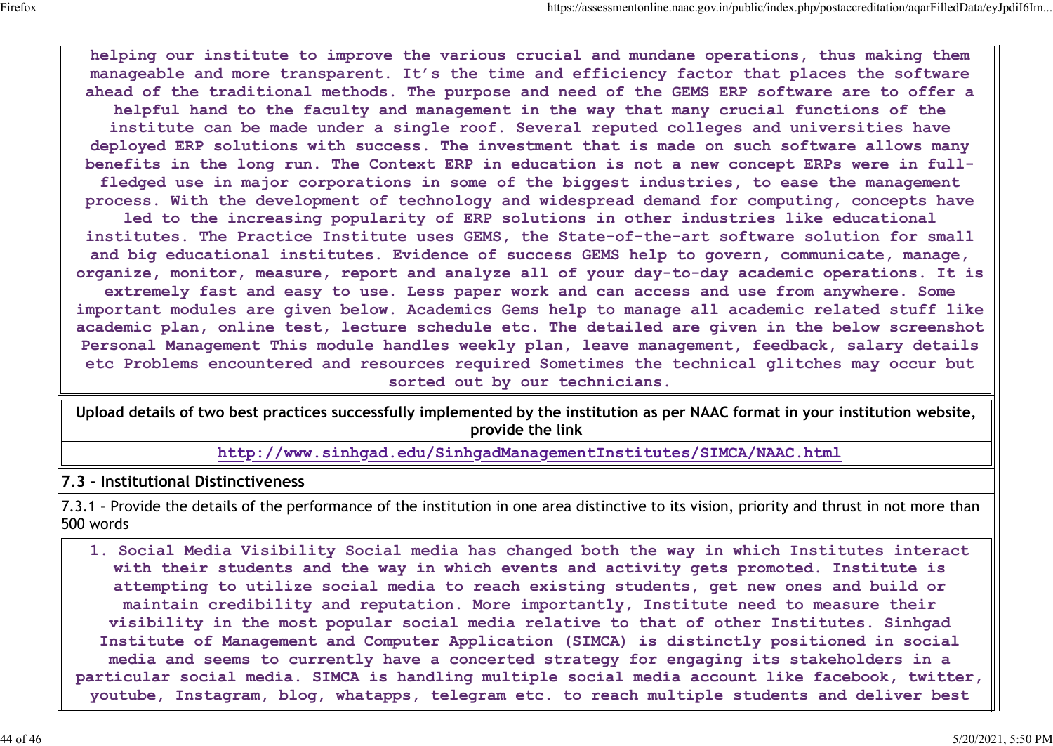helping our institute to improve the various crucial and mundane operations, thus making them manageable and more transparent. It's the time and efficiency factor that places the software ahead of the traditional methods. The purpose and need of the GEMS ERP software are to offer a helpful hand to the faculty and management in the way that many crucial functions of the institute can be made under a single roof. Several reputed colleges and universities have deployed ERP solutions with success. The investment that is made on such software allows many benefits in the long run. The Context ERP in education is not a new concept ERPs were in full-fledged use in major corporations in some of the biggest industries, to ease the management process. With the development of technology and widespread demand for computing, concepts have led to the increasing popularity of ERP solutions in other industries like educational institutes. The Practice Institute uses GEMS, the State-of-the-art software solution for small and big educational institutes. Evidence of success GEMS help to govern, communicate, manage, organize, monitor, measure, report and analyze all of your day-to-day academic operations. It is extremely fast and easy to use. Less paper work and can access and use from anywhere. Some important modules are given below. Academics Gems help to manage all academic related stuff like academic plan, online test, lecture schedule etc. The detailed are given in the below screenshot Personal Management This module handles weekly plan, leave management, feedback, salary details etc Problems encountered and resources required Sometimes the technical glitches may occur but sorted out by our technicians.

**Upload details of two best practices successfully implemented by the institution as per NAAC format in your institution website, provide the link**

http://www.sinhgad.edu/SinhgadManagementInstitutes/SIMCA/NAAC.html

## 7.3 – Institutional Distinctiveness

7.3.1 – Provide the details of the performance of the institution in one area distinctive to its vision, priority and thrust in not more than 500 words

1. Social Media Visibility Social media has changed both the way in which Institutes interact with their students and the way in which events and activity gets promoted. Institute is attempting to utilize social media to reach existing students, get new ones and build or maintain credibility and reputation. More importantly, Institute need to measure their visibility in the most popular social media relative to that of other Institutes. Sinhgad Institute of Management and Computer Application (SIMCA) is distinctly positioned in social media and seems to currently have a concerted strategy for engaging its stakeholders in a particular social media. SIMCA is handling multiple social media account like facebook, twitter, youtube, Instagram, blog, whatapps, telegram etc. to reach multiple students and deliver best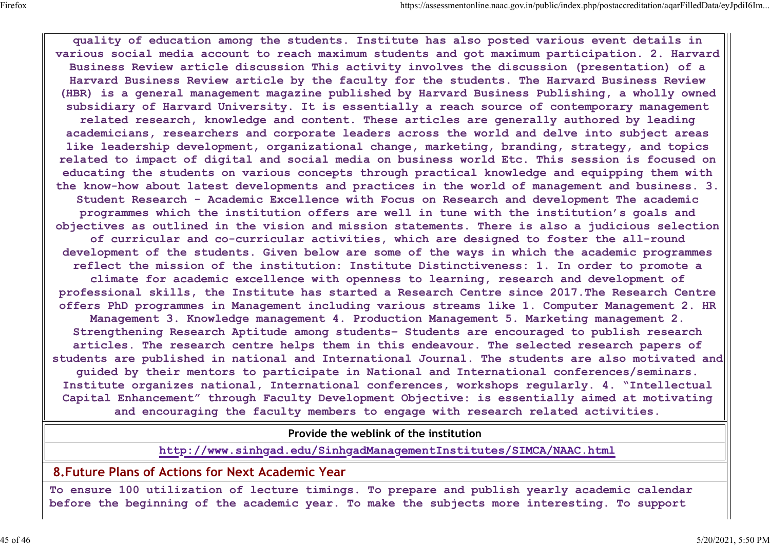quality of education among the students. Institute has also posted various event details in various social media account to reach maximum students and got maximum participation. 2. Harvard Business Review article discussion This activity involves the discussion (presentation) of a Harvard Business Review article by the faculty for the students. The Harvard Business Review (HBR) is a general management magazine published by Harvard Business Publishing, a wholly owned subsidiary of Harvard University. It is essentially a reach source of contemporary management related research, knowledge and content. These articles are generally authored by leading academicians, researchers and corporate leaders across the world and delve into subject areas like leadership development, organizational change, marketing, branding, strategy, and topics related to impact of digital and social media on business world Etc. This session is focused on educating the students on various concepts through practical knowledge and equipping them with the know-how about latest developments and practices in the world of management and business. 3. Student Research - Academic Excellence with Focus on Research and development The academic programmes which the institution offers are well in tune with the institution's goals and objectives as outlined in the vision and mission statements. There is also a judicious selection of curricular and co-curricular activities, which are designed to foster the all-round development of the students. Given below are some of the ways in which the academic programmes reflect the mission of the institution: Institute Distinctiveness: 1. In order to promote a climate for academic excellence with openness to learning, research and development of professional skills, the Institute has started a Research Centre since 2017.The Research Centre offers PhD programmes in Management including various streams like 1. Computer Management 2. HR Management 3. Knowledge management 4. Production Management 5. Marketing management 2. Strengthening Research Aptitude among students- Students are encouraged to publish research articles. The research centre helps them in this endeavour. The selected research papers of students are published in national and International Journal. The students are also motivated and guided by their mentors to participate in National and International conferences/seminars. Institute organizes national, International conferences, workshops regularly. 4. "Intellectual Capital Enhancement" through Faculty Development Objective: is essentially aimed at motivating and encouraging the faculty members to engage with research related activities.

| Provide the weblink of the institution |
|---|
| http://www.sinhgad.edu/SinhgadManagementInstitutes/SIMCA/NAAC.html |

## 8.Future Plans of Actions for Next Academic Year

To ensure 100 utilization of lecture timings. To prepare and publish yearly academic calendar before the beginning of the academic year. To make the subjects more interesting. To support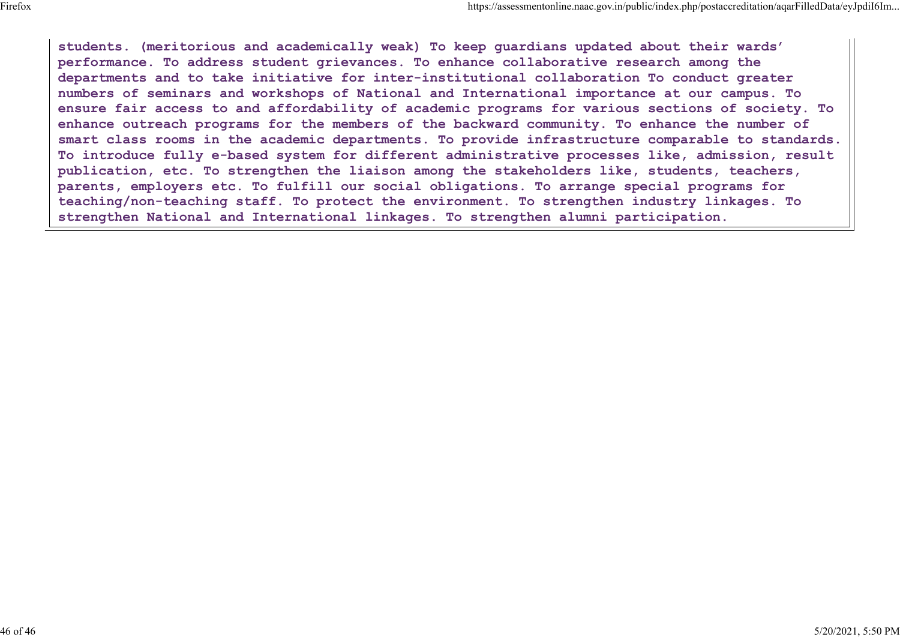**students. (meritorious and academically weak) To keep guardians updated about their wards' performance. To address student grievances. To enhance collaborative research among the departments and to take initiative for inter-institutional collaboration To conduct greater numbers of seminars and workshops of National and International importance at our campus. To ensure fair access to and affordability of academic programs for various sections of society. To enhance outreach programs for the members of the backward community. To enhance the number of smart class rooms in the academic departments. To provide infrastructure comparable to standards. To introduce fully e-based system for different administrative processes like, admission, result publication, etc. To strengthen the liaison among the stakeholders like, students, teachers, parents, employers etc. To fulfill our social obligations. To arrange special programs for teaching/non-teaching staff. To protect the environment. To strengthen industry linkages. To strengthen National and International linkages. To strengthen alumni participation.**